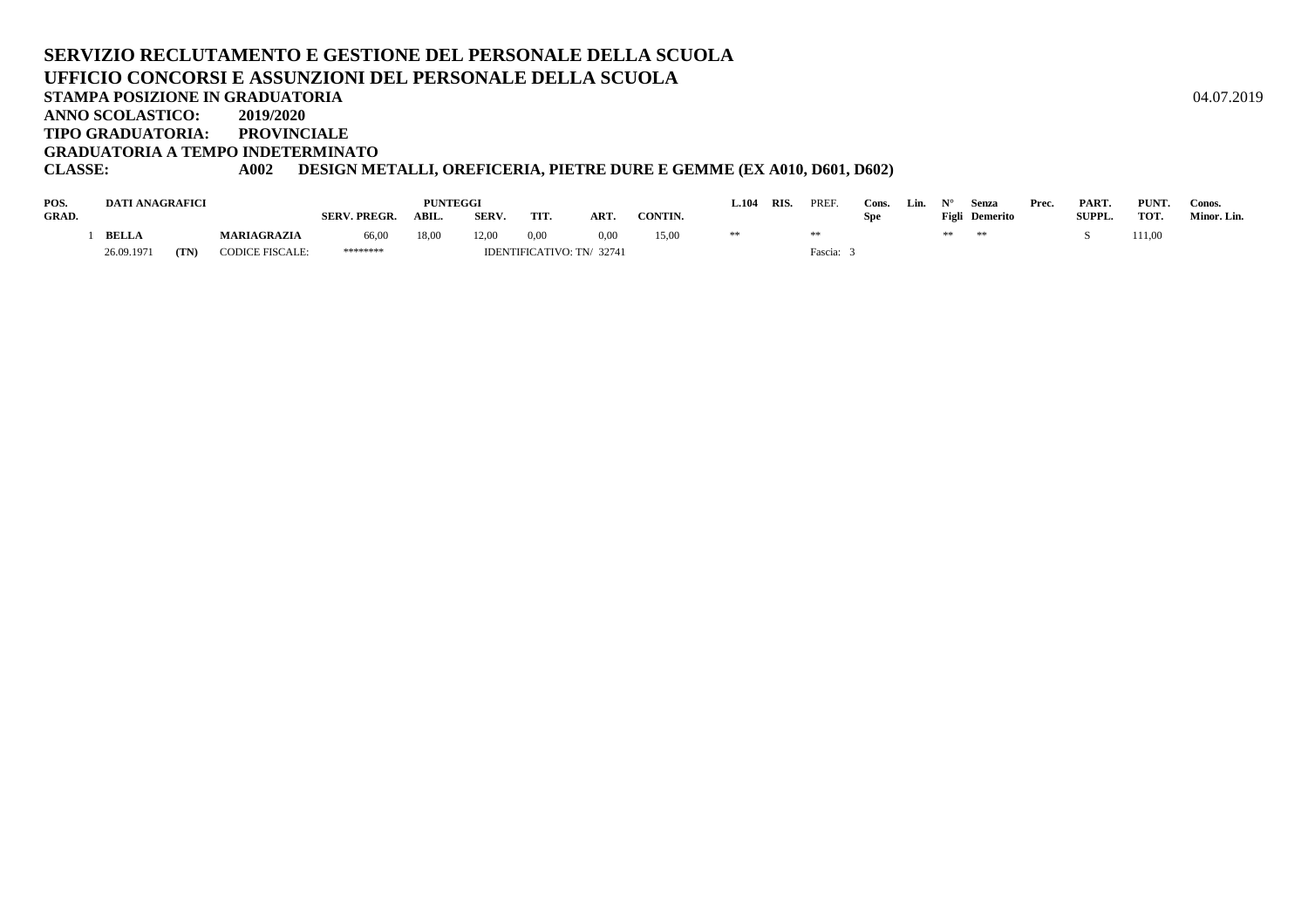# SERVIZIO RECLUTAMENTO E GESTIONE DEL PERSONALE DELLA SCUOLA

## UFFICIO CONCORSI E ASSUNZIONI DEL PERSONALE DELLA SCUOLA

**STAMPA POSIZIONE IN GRADUATORIA** 04.07.2019

**ANNO SCOLASTICO:** 2019/2020

**TIPO GRADUATORIA:** PROVINCIALE

**GRADUATORIA A TEMPO INDETERMINATO**

**CLASSE:** A002 DESIGN METALLI, OREFICERIA, PIETRE DURE E GEMME (EX A010, D601, D602)

| POS. GRAD. | DATI ANAGRAFICI | | | SERV. PREGR. | PUNTEGGI ABIL. | SERV. | TIT. | ART. | CONTIN. | L.104 | RIS. | PREF. | Cons. Spe | Lin. | N° Figli | Senza Demerito | Prec. | PART. SUPPL. | PUNT. TOT. | Conos. Minor. Lin. |
|---|---|---|---|---|---|---|---|---|---|---|---|---|---|---|---|---|---|---|---|---|
| 1 | BELLA | | MARIAGRAZIA | 66,00 | 18,00 | 12,00 | 0,00 | 0,00 | 15,00 | ** | | ** | | | ** | ** | | S | 111,00 | |
| | 26.09.1971 | (TN) | CODICE FISCALE: | ******** | | IDENTIFICATIVO: TN/ 32741 | | | | | | Fascia: 3 | | | | | | | | |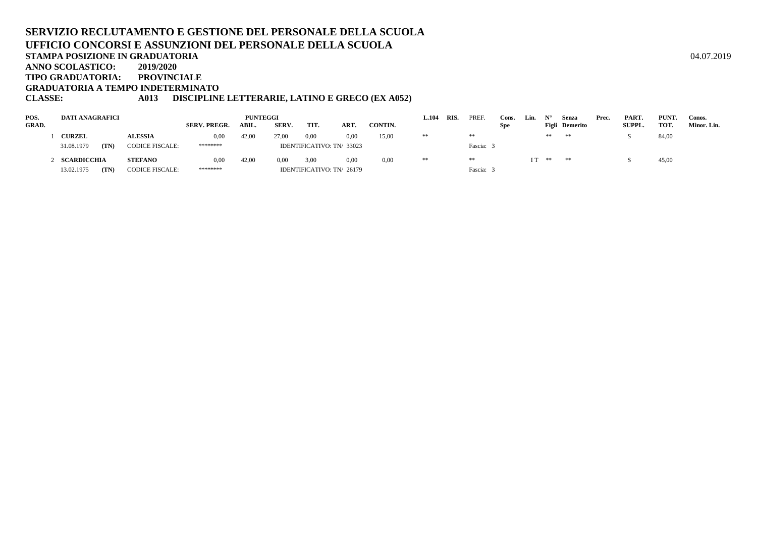**SERVIZIO RECLUTAMENTO E GESTIONE DEL PERSONALE DELLA SCUOLA**
**UFFICIO CONCORSI E ASSUNZIONI DEL PERSONALE DELLA SCUOLA**
**STAMPA POSIZIONE IN GRADUATORIA** 04.07.2019
**ANNO SCOLASTICO:** **2019/2020**
**TIPO GRADUATORIA:** **PROVINCIALE**
**GRADUATORIA A TEMPO INDETERMINATO**
**CLASSE:** **A013 DISCIPLINE LETTERARIE, LATINO E GRECO (EX A052)**

| POS. GRAD. | DATI ANAGRAFICI | | | SERV. PREGR. | PUNTEGGI ABIL. | SERV. | TIT. | ART. | CONTIN. | L.104 | RIS. | PREF. | Cons. Spe | Lin. | N° Figli | Senza Demerito | Prec. | PART. SUPPL. | PUNT. TOT. | Conos. Minor. Lin. |
|---|---|---|---|---|---|---|---|---|---|---|---|---|---|---|---|---|---|---|---|---|
| 1 | **CURZEL** | | **ALESSIA** | 0,00 | 42,00 | 27,00 | 0,00 | 0,00 | 15,00 | ** | | ** | | | ** | ** | | S | 84,00 | |
| | 31.08.1979 | **(TN)** | CODICE FISCALE: | ******** | | IDENTIFICATIVO: TN/ 33023 | | | | | | Fascia: 3 | | | | | | | | |
| 2 | **SCARDICCHIA** | | **STEFANO** | 0,00 | 42,00 | 0,00 | 3,00 | 0,00 | 0,00 | ** | | ** | | I T | ** | ** | | S | 45,00 | |
| | 13.02.1975 | **(TN)** | CODICE FISCALE: | ******** | | IDENTIFICATIVO: TN/ 26179 | | | | | | Fascia: 3 | | | | | | | | |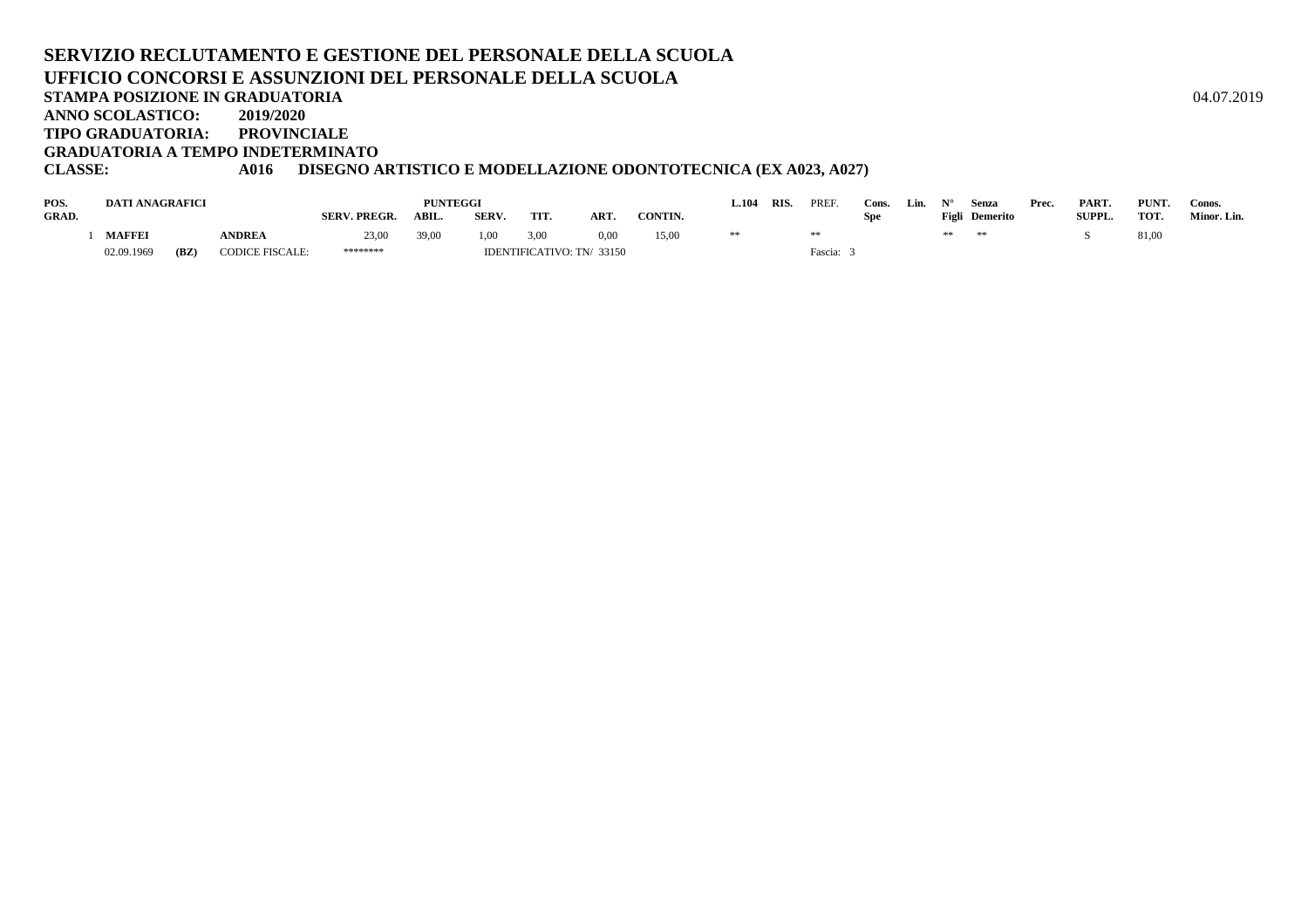**SERVIZIO RECLUTAMENTO E GESTIONE DEL PERSONALE DELLA SCUOLA**
**UFFICIO CONCORSI E ASSUNZIONI DEL PERSONALE DELLA SCUOLA**
**STAMPA POSIZIONE IN GRADUATORIA** 04.07.2019
**ANNO SCOLASTICO: 2019/2020**
**TIPO GRADUATORIA: PROVINCIALE**
**GRADUATORIA A TEMPO INDETERMINATO**
**CLASSE: A016 DISEGNO ARTISTICO E MODELLAZIONE ODONTOTECNICA (EX A023, A027)**

| POS. GRAD. | DATI ANAGRAFICI | | | SERV. PREGR. | PUNTEGGI ABIL. | SERV. | TIT. | ART. | CONTIN. | L.104 | RIS. | PREF. | Cons. Spe | Lin. | N° Figli | Senza Demerito | Prec. | PART. SUPPL. | PUNT. TOT. | Conos. Minor. Lin. |
|---|---|---|---|---|---|---|---|---|---|---|---|---|---|---|---|---|---|---|---|---|
| 1 | **MAFFEI** | | **ANDREA** | 23,00 | 39,00 | 1,00 | 3,00 | 0,00 | 15,00 | ** | | ** | | | ** | ** | | S | 81,00 | |
| | 02.09.1969 | **(BZ)** | CODICE FISCALE: | ******** | | IDENTIFICATIVO: TN/ 33150 | | | | | | Fascia: 3 | | | | | | | | |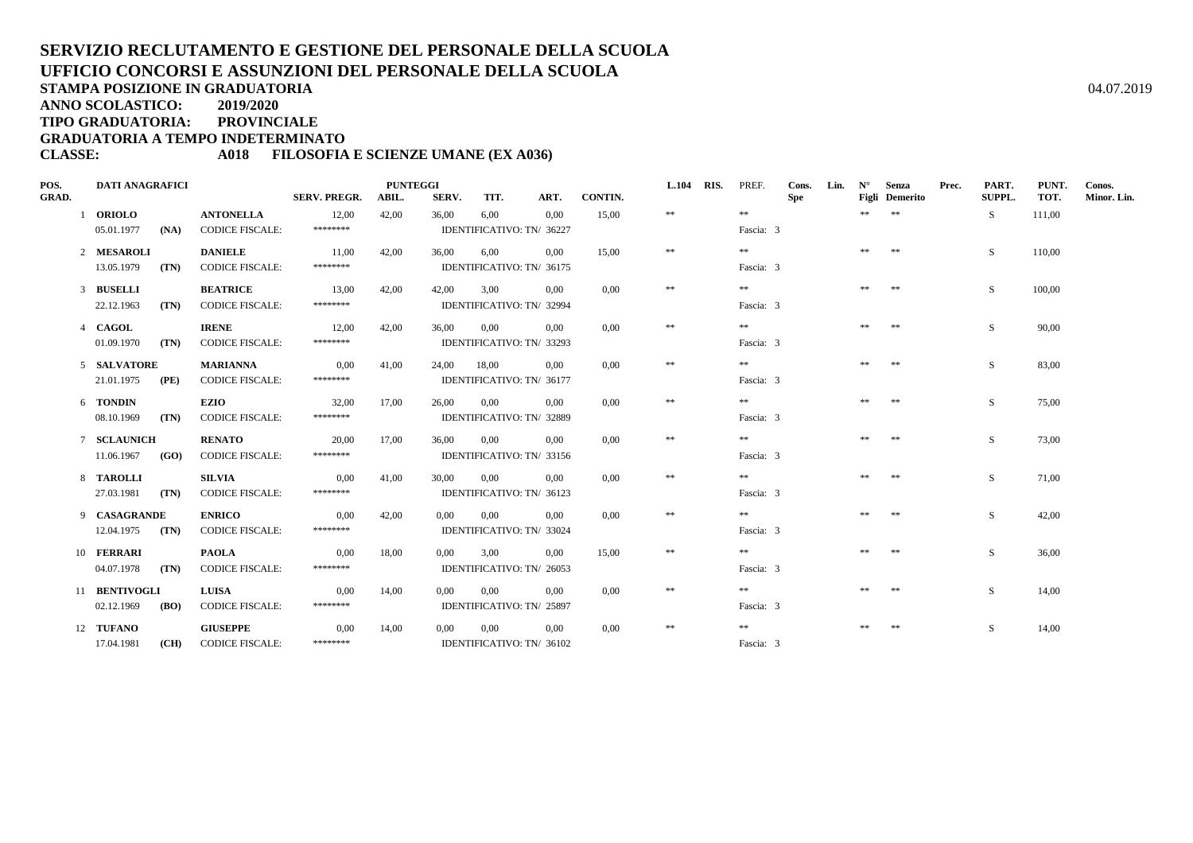# SERVIZIO RECLUTAMENTO E GESTIONE DEL PERSONALE DELLA SCUOLA
# UFFICIO CONCORSI E ASSUNZIONI DEL PERSONALE DELLA SCUOLA

**STAMPA POSIZIONE IN GRADUATORIA** 04.07.2019

**ANNO SCOLASTICO: 2019/2020**

**TIPO GRADUATORIA: PROVINCIALE**

**GRADUATORIA A TEMPO INDETERMINATO**

**CLASSE: A018 FILOSOFIA E SCIENZE UMANE (EX A036)**

| POS. GRAD. | DATI ANAGRAFICI | | | SERV. PREGR. | PUNTEGGI ABIL. | SERV. | TIT. | ART. | CONTIN. | L.104 | RIS. | PREF. | Cons. Spe | Lin. | N° Figli | Senza Demerito | Prec. | PART. SUPPL. | PUNT. TOT. | Conos. Minor. Lin. |
|---|---|---|---|---|---|---|---|---|---|---|---|---|---|---|---|---|---|---|---|---|
| 1 | **ORIOLO** | | **ANTONELLA** | 12,00 | 42,00 | 36,00 | 6,00 | 0,00 | 15,00 | ** | | ** | | | ** | ** | | S | 111,00 | |
| | 05.01.1977 | **(NA)** | CODICE FISCALE: | ******** | | IDENTIFICATIVO: TN/ 36227 | | | | | | Fascia: 3 | | | | | | | | |
| 2 | **MESAROLI** | | **DANIELE** | 11,00 | 42,00 | 36,00 | 6,00 | 0,00 | 15,00 | ** | | ** | | | ** | ** | | S | 110,00 | |
| | 13.05.1979 | **(TN)** | CODICE FISCALE: | ******** | | IDENTIFICATIVO: TN/ 36175 | | | | | | Fascia: 3 | | | | | | | | |
| 3 | **BUSELLI** | | **BEATRICE** | 13,00 | 42,00 | 42,00 | 3,00 | 0,00 | 0,00 | ** | | ** | | | ** | ** | | S | 100,00 | |
| | 22.12.1963 | **(TN)** | CODICE FISCALE: | ******** | | IDENTIFICATIVO: TN/ 32994 | | | | | | Fascia: 3 | | | | | | | | |
| 4 | **CAGOL** | | **IRENE** | 12,00 | 42,00 | 36,00 | 0,00 | 0,00 | 0,00 | ** | | ** | | | ** | ** | | S | 90,00 | |
| | 01.09.1970 | **(TN)** | CODICE FISCALE: | ******** | | IDENTIFICATIVO: TN/ 33293 | | | | | | Fascia: 3 | | | | | | | | |
| 5 | **SALVATORE** | | **MARIANNA** | 0,00 | 41,00 | 24,00 | 18,00 | 0,00 | 0,00 | ** | | ** | | | ** | ** | | S | 83,00 | |
| | 21.01.1975 | **(PE)** | CODICE FISCALE: | ******** | | IDENTIFICATIVO: TN/ 36177 | | | | | | Fascia: 3 | | | | | | | | |
| 6 | **TONDIN** | | **EZIO** | 32,00 | 17,00 | 26,00 | 0,00 | 0,00 | 0,00 | ** | | ** | | | ** | ** | | S | 75,00 | |
| | 08.10.1969 | **(TN)** | CODICE FISCALE: | ******** | | IDENTIFICATIVO: TN/ 32889 | | | | | | Fascia: 3 | | | | | | | | |
| 7 | **SCLAUNICH** | | **RENATO** | 20,00 | 17,00 | 36,00 | 0,00 | 0,00 | 0,00 | ** | | ** | | | ** | ** | | S | 73,00 | |
| | 11.06.1967 | **(GO)** | CODICE FISCALE: | ******** | | IDENTIFICATIVO: TN/ 33156 | | | | | | Fascia: 3 | | | | | | | | |
| 8 | **TAROLLI** | | **SILVIA** | 0,00 | 41,00 | 30,00 | 0,00 | 0,00 | 0,00 | ** | | ** | | | ** | ** | | S | 71,00 | |
| | 27.03.1981 | **(TN)** | CODICE FISCALE: | ******** | | IDENTIFICATIVO: TN/ 36123 | | | | | | Fascia: 3 | | | | | | | | |
| 9 | **CASAGRANDE** | | **ENRICO** | 0,00 | 42,00 | 0,00 | 0,00 | 0,00 | 0,00 | ** | | ** | | | ** | ** | | S | 42,00 | |
| | 12.04.1975 | **(TN)** | CODICE FISCALE: | ******** | | IDENTIFICATIVO: TN/ 33024 | | | | | | Fascia: 3 | | | | | | | | |
| 10 | **FERRARI** | | **PAOLA** | 0,00 | 18,00 | 0,00 | 3,00 | 0,00 | 15,00 | ** | | ** | | | ** | ** | | S | 36,00 | |
| | 04.07.1978 | **(TN)** | CODICE FISCALE: | ******** | | IDENTIFICATIVO: TN/ 26053 | | | | | | Fascia: 3 | | | | | | | | |
| 11 | **BENTIVOGLI** | | **LUISA** | 0,00 | 14,00 | 0,00 | 0,00 | 0,00 | 0,00 | ** | | ** | | | ** | ** | | S | 14,00 | |
| | 02.12.1969 | **(BO)** | CODICE FISCALE: | ******** | | IDENTIFICATIVO: TN/ 25897 | | | | | | Fascia: 3 | | | | | | | | |
| 12 | **TUFANO** | | **GIUSEPPE** | 0,00 | 14,00 | 0,00 | 0,00 | 0,00 | 0,00 | ** | | ** | | | ** | ** | | S | 14,00 | |
| | 17.04.1981 | **(CH)** | CODICE FISCALE: | ******** | | IDENTIFICATIVO: TN/ 36102 | | | | | | Fascia: 3 | | | | | | | | |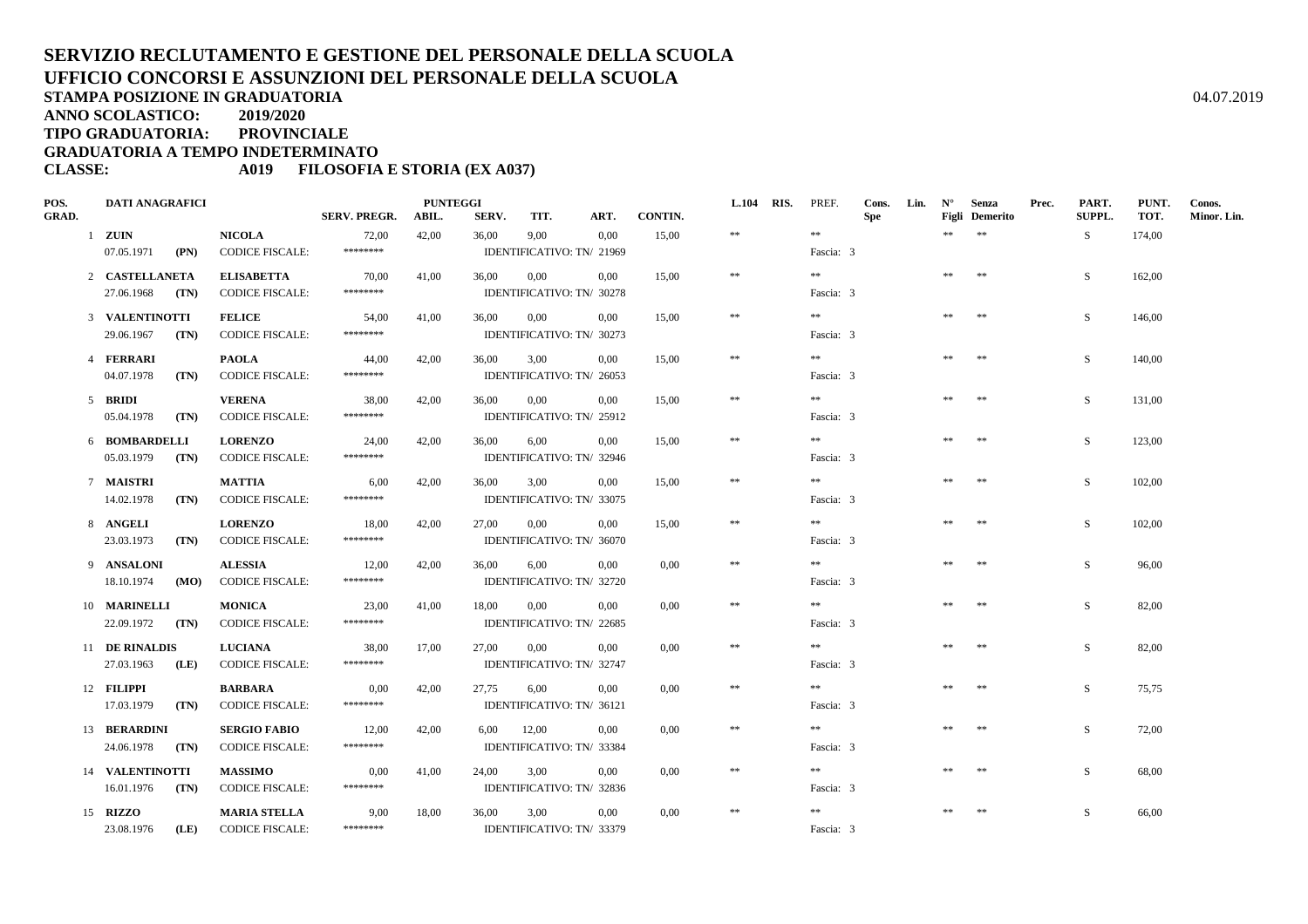# SERVIZIO RECLUTAMENTO E GESTIONE DEL PERSONALE DELLA SCUOLA

## UFFICIO CONCORSI E ASSUNZIONI DEL PERSONALE DELLA SCUOLA

**STAMPA POSIZIONE IN GRADUATORIA** 04.07.2019

**ANNO SCOLASTICO:** 2019/2020

**TIPO GRADUATORIA:** PROVINCIALE

**GRADUATORIA A TEMPO INDETERMINATO**

**CLASSE:** A019 FILOSOFIA E STORIA (EX A037)

| POS. GRAD. | DATI ANAGRAFICI | | | SERV. PREGR. | PUNTEGGI ABIL. | SERV. | TIT. | ART. | CONTIN. | L.104 | RIS. | PREF. | Cons. Spe | Lin. | N° Figli | Senza Demerito | Prec. | PART. SUPPL. | PUNT. TOT. | Conos. Minor. Lin. |
|---|---|---|---|---|---|---|---|---|---|---|---|---|---|---|---|---|---|---|---|---|
| 1 | ZUIN | | NICOLA | 72,00 | 42,00 | 36,00 | 9,00 | 0,00 | 15,00 | ** | | ** | | | ** | ** | | S | 174,00 | |
| | 07.05.1971 | (PN) | CODICE FISCALE: | ******** | | IDENTIFICATIVO: TN/ 21969 | | | | | | Fascia: 3 | | | | | | | | |
| 2 | CASTELLANETA | | ELISABETTA | 70,00 | 41,00 | 36,00 | 0,00 | 0,00 | 15,00 | ** | | ** | | | ** | ** | | S | 162,00 | |
| | 27.06.1968 | (TN) | CODICE FISCALE: | ******** | | IDENTIFICATIVO: TN/ 30278 | | | | | | Fascia: 3 | | | | | | | | |
| 3 | VALENTINOTTI | | FELICE | 54,00 | 41,00 | 36,00 | 0,00 | 0,00 | 15,00 | ** | | ** | | | ** | ** | | S | 146,00 | |
| | 29.06.1967 | (TN) | CODICE FISCALE: | ******** | | IDENTIFICATIVO: TN/ 30273 | | | | | | Fascia: 3 | | | | | | | | |
| 4 | FERRARI | | PAOLA | 44,00 | 42,00 | 36,00 | 3,00 | 0,00 | 15,00 | ** | | ** | | | ** | ** | | S | 140,00 | |
| | 04.07.1978 | (TN) | CODICE FISCALE: | ******** | | IDENTIFICATIVO: TN/ 26053 | | | | | | Fascia: 3 | | | | | | | | |
| 5 | BRIDI | | VERENA | 38,00 | 42,00 | 36,00 | 0,00 | 0,00 | 15,00 | ** | | ** | | | ** | ** | | S | 131,00 | |
| | 05.04.1978 | (TN) | CODICE FISCALE: | ******** | | IDENTIFICATIVO: TN/ 25912 | | | | | | Fascia: 3 | | | | | | | | |
| 6 | BOMBARDELLI | | LORENZO | 24,00 | 42,00 | 36,00 | 6,00 | 0,00 | 15,00 | ** | | ** | | | ** | ** | | S | 123,00 | |
| | 05.03.1979 | (TN) | CODICE FISCALE: | ******** | | IDENTIFICATIVO: TN/ 32946 | | | | | | Fascia: 3 | | | | | | | | |
| 7 | MAISTRI | | MATTIA | 6,00 | 42,00 | 36,00 | 3,00 | 0,00 | 15,00 | ** | | ** | | | ** | ** | | S | 102,00 | |
| | 14.02.1978 | (TN) | CODICE FISCALE: | ******** | | IDENTIFICATIVO: TN/ 33075 | | | | | | Fascia: 3 | | | | | | | | |
| 8 | ANGELI | | LORENZO | 18,00 | 42,00 | 27,00 | 0,00 | 0,00 | 15,00 | ** | | ** | | | ** | ** | | S | 102,00 | |
| | 23.03.1973 | (TN) | CODICE FISCALE: | ******** | | IDENTIFICATIVO: TN/ 36070 | | | | | | Fascia: 3 | | | | | | | | |
| 9 | ANSALONI | | ALESSIA | 12,00 | 42,00 | 36,00 | 6,00 | 0,00 | 0,00 | ** | | ** | | | ** | ** | | S | 96,00 | |
| | 18.10.1974 | (MO) | CODICE FISCALE: | ******** | | IDENTIFICATIVO: TN/ 32720 | | | | | | Fascia: 3 | | | | | | | | |
| 10 | MARINELLI | | MONICA | 23,00 | 41,00 | 18,00 | 0,00 | 0,00 | 0,00 | ** | | ** | | | ** | ** | | S | 82,00 | |
| | 22.09.1972 | (TN) | CODICE FISCALE: | ******** | | IDENTIFICATIVO: TN/ 22685 | | | | | | Fascia: 3 | | | | | | | | |
| 11 | DE RINALDIS | | LUCIANA | 38,00 | 17,00 | 27,00 | 0,00 | 0,00 | 0,00 | ** | | ** | | | ** | ** | | S | 82,00 | |
| | 27.03.1963 | (LE) | CODICE FISCALE: | ******** | | IDENTIFICATIVO: TN/ 32747 | | | | | | Fascia: 3 | | | | | | | | |
| 12 | FILIPPI | | BARBARA | 0,00 | 42,00 | 27,75 | 6,00 | 0,00 | 0,00 | ** | | ** | | | ** | ** | | S | 75,75 | |
| | 17.03.1979 | (TN) | CODICE FISCALE: | ******** | | IDENTIFICATIVO: TN/ 36121 | | | | | | Fascia: 3 | | | | | | | | |
| 13 | BERARDINI | | SERGIO FABIO | 12,00 | 42,00 | 6,00 | 12,00 | 0,00 | 0,00 | ** | | ** | | | ** | ** | | S | 72,00 | |
| | 24.06.1978 | (TN) | CODICE FISCALE: | ******** | | IDENTIFICATIVO: TN/ 33384 | | | | | | Fascia: 3 | | | | | | | | |
| 14 | VALENTINOTTI | | MASSIMO | 0,00 | 41,00 | 24,00 | 3,00 | 0,00 | 0,00 | ** | | ** | | | ** | ** | | S | 68,00 | |
| | 16.01.1976 | (TN) | CODICE FISCALE: | ******** | | IDENTIFICATIVO: TN/ 32836 | | | | | | Fascia: 3 | | | | | | | | |
| 15 | RIZZO | | MARIA STELLA | 9,00 | 18,00 | 36,00 | 3,00 | 0,00 | 0,00 | ** | | ** | | | ** | ** | | S | 66,00 | |
| | 23.08.1976 | (LE) | CODICE FISCALE: | ******** | | IDENTIFICATIVO: TN/ 33379 | | | | | | Fascia: 3 | | | | | | | | |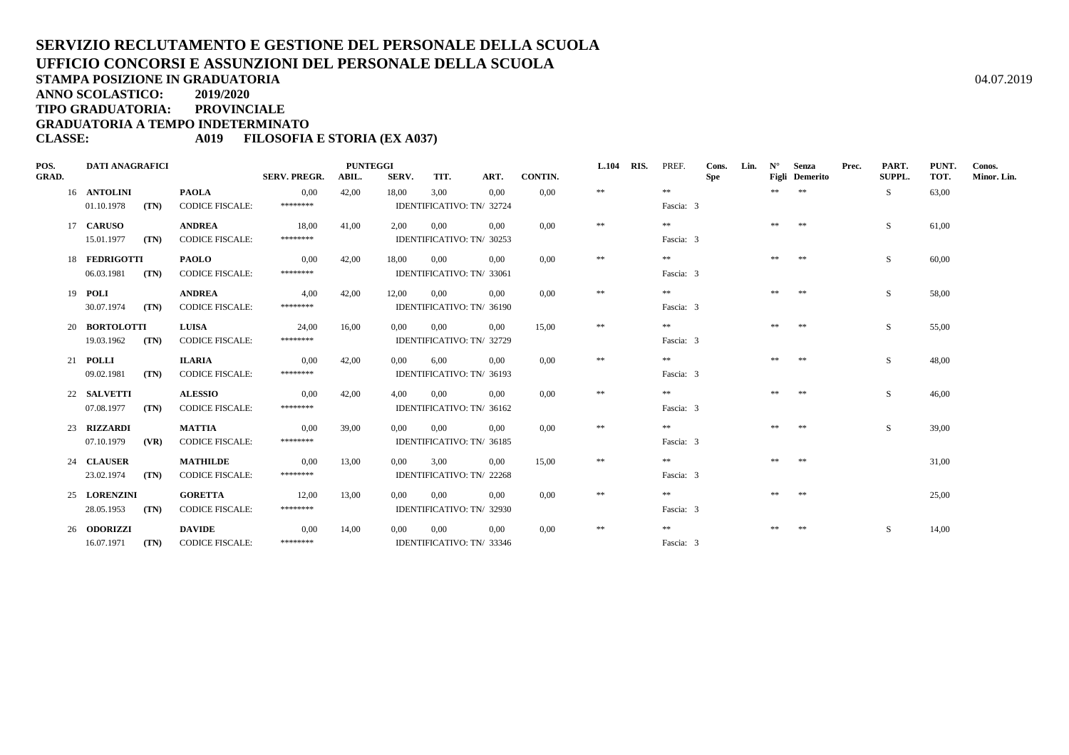# SERVIZIO RECLUTAMENTO E GESTIONE DEL PERSONALE DELLA SCUOLA
# UFFICIO CONCORSI E ASSUNZIONI DEL PERSONALE DELLA SCUOLA

**STAMPA POSIZIONE IN GRADUATORIA** 04.07.2019

**ANNO SCOLASTICO: 2019/2020**

**TIPO GRADUATORIA: PROVINCIALE**

**GRADUATORIA A TEMPO INDETERMINATO**

**CLASSE: A019 FILOSOFIA E STORIA (EX A037)**

| POS. GRAD. | DATI ANAGRAFICI | | | SERV. PREGR. | PUNTEGGI ABIL. | SERV. | TIT. | ART. | CONTIN. | L.104 | RIS. | PREF. | Cons. Spe | Lin. | N° Figli | Senza Demerito | Prec. | PART. SUPPL. | PUNT. TOT. | Conos. Minor. Lin. |
|---|---|---|---|---|---|---|---|---|---|---|---|---|---|---|---|---|---|---|---|---|
| 16 | ANTOLINI | | PAOLA | 0,00 | 42,00 | 18,00 | 3,00 | 0,00 | 0,00 | ** | | ** | | | ** | ** | | S | 63,00 | |
| | 01.10.1978 | (TN) | CODICE FISCALE: | ******** | | IDENTIFICATIVO: TN/ 32724 | | | | | | Fascia: 3 | | | | | | | | |
| 17 | CARUSO | | ANDREA | 18,00 | 41,00 | 2,00 | 0,00 | 0,00 | 0,00 | ** | | ** | | | ** | ** | | S | 61,00 | |
| | 15.01.1977 | (TN) | CODICE FISCALE: | ******** | | IDENTIFICATIVO: TN/ 30253 | | | | | | Fascia: 3 | | | | | | | | |
| 18 | FEDRIGOTTI | | PAOLO | 0,00 | 42,00 | 18,00 | 0,00 | 0,00 | 0,00 | ** | | ** | | | ** | ** | | S | 60,00 | |
| | 06.03.1981 | (TN) | CODICE FISCALE: | ******** | | IDENTIFICATIVO: TN/ 33061 | | | | | | Fascia: 3 | | | | | | | | |
| 19 | POLI | | ANDREA | 4,00 | 42,00 | 12,00 | 0,00 | 0,00 | 0,00 | ** | | ** | | | ** | ** | | S | 58,00 | |
| | 30.07.1974 | (TN) | CODICE FISCALE: | ******** | | IDENTIFICATIVO: TN/ 36190 | | | | | | Fascia: 3 | | | | | | | | |
| 20 | BORTOLOTTI | | LUISA | 24,00 | 16,00 | 0,00 | 0,00 | 0,00 | 15,00 | ** | | ** | | | ** | ** | | S | 55,00 | |
| | 19.03.1962 | (TN) | CODICE FISCALE: | ******** | | IDENTIFICATIVO: TN/ 32729 | | | | | | Fascia: 3 | | | | | | | | |
| 21 | POLLI | | ILARIA | 0,00 | 42,00 | 0,00 | 6,00 | 0,00 | 0,00 | ** | | ** | | | ** | ** | | S | 48,00 | |
| | 09.02.1981 | (TN) | CODICE FISCALE: | ******** | | IDENTIFICATIVO: TN/ 36193 | | | | | | Fascia: 3 | | | | | | | | |
| 22 | SALVETTI | | ALESSIO | 0,00 | 42,00 | 4,00 | 0,00 | 0,00 | 0,00 | ** | | ** | | | ** | ** | | S | 46,00 | |
| | 07.08.1977 | (TN) | CODICE FISCALE: | ******** | | IDENTIFICATIVO: TN/ 36162 | | | | | | Fascia: 3 | | | | | | | | |
| 23 | RIZZARDI | | MATTIA | 0,00 | 39,00 | 0,00 | 0,00 | 0,00 | 0,00 | ** | | ** | | | ** | ** | | S | 39,00 | |
| | 07.10.1979 | (VR) | CODICE FISCALE: | ******** | | IDENTIFICATIVO: TN/ 36185 | | | | | | Fascia: 3 | | | | | | | | |
| 24 | CLAUSER | | MATHILDE | 0,00 | 13,00 | 0,00 | 3,00 | 0,00 | 15,00 | ** | | ** | | | ** | ** | | | 31,00 | |
| | 23.02.1974 | (TN) | CODICE FISCALE: | ******** | | IDENTIFICATIVO: TN/ 22268 | | | | | | Fascia: 3 | | | | | | | | |
| 25 | LORENZINI | | GORETTA | 12,00 | 13,00 | 0,00 | 0,00 | 0,00 | 0,00 | ** | | ** | | | ** | ** | | | 25,00 | |
| | 28.05.1953 | (TN) | CODICE FISCALE: | ******** | | IDENTIFICATIVO: TN/ 32930 | | | | | | Fascia: 3 | | | | | | | | |
| 26 | ODORIZZI | | DAVIDE | 0,00 | 14,00 | 0,00 | 0,00 | 0,00 | 0,00 | ** | | ** | | | ** | ** | | S | 14,00 | |
| | 16.07.1971 | (TN) | CODICE FISCALE: | ******** | | IDENTIFICATIVO: TN/ 33346 | | | | | | Fascia: 3 | | | | | | | | |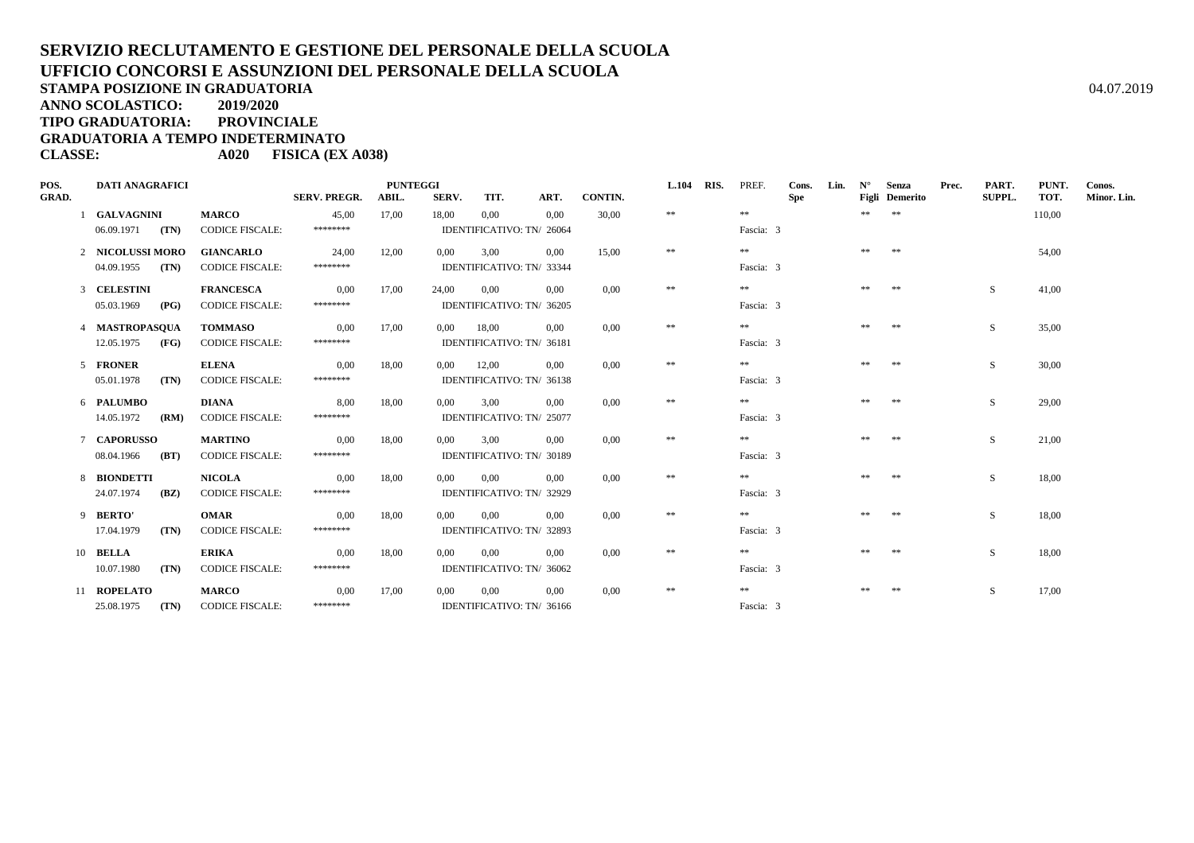# SERVIZIO RECLUTAMENTO E GESTIONE DEL PERSONALE DELLA SCUOLA
# UFFICIO CONCORSI E ASSUNZIONI DEL PERSONALE DELLA SCUOLA

**STAMPA POSIZIONE IN GRADUATORIA** 04.07.2019

**ANNO SCOLASTICO: 2019/2020**

**TIPO GRADUATORIA: PROVINCIALE**

**GRADUATORIA A TEMPO INDETERMINATO**

**CLASSE: A020 FISICA (EX A038)**

| POS. GRAD. | DATI ANAGRAFICI | | | SERV. PREGR. | PUNTEGGI ABIL. | SERV. | TIT. | ART. | CONTIN. | L.104 | RIS. | PREF. | Cons. Spe | Lin. | N° Figli | Senza Demerito | Prec. | PART. SUPPL. | PUNT. TOT. | Conos. Minor. Lin. |
|---|---|---|---|---|---|---|---|---|---|---|---|---|---|---|---|---|---|---|---|---|
| 1 | **GALVAGNINI** | | **MARCO** | 45,00 | 17,00 | 18,00 | 0,00 | 0,00 | 30,00 | ** | | ** | | | ** | ** | | | 110,00 | |
| | 06.09.1971 | **(TN)** | CODICE FISCALE: | ******** | | IDENTIFICATIVO: TN/ 26064 | | | | | | Fascia: 3 | | | | | | | | |
| 2 | **NICOLUSSI MORO** | | **GIANCARLO** | 24,00 | 12,00 | 0,00 | 3,00 | 0,00 | 15,00 | ** | | ** | | | ** | ** | | | 54,00 | |
| | 04.09.1955 | **(TN)** | CODICE FISCALE: | ******** | | IDENTIFICATIVO: TN/ 33344 | | | | | | Fascia: 3 | | | | | | | | |
| 3 | **CELESTINI** | | **FRANCESCA** | 0,00 | 17,00 | 24,00 | 0,00 | 0,00 | 0,00 | ** | | ** | | | ** | ** | | S | 41,00 | |
| | 05.03.1969 | **(PG)** | CODICE FISCALE: | ******** | | IDENTIFICATIVO: TN/ 36205 | | | | | | Fascia: 3 | | | | | | | | |
| 4 | **MASTROPASQUA** | | **TOMMASO** | 0,00 | 17,00 | 0,00 | 18,00 | 0,00 | 0,00 | ** | | ** | | | ** | ** | | S | 35,00 | |
| | 12.05.1975 | **(FG)** | CODICE FISCALE: | ******** | | IDENTIFICATIVO: TN/ 36181 | | | | | | Fascia: 3 | | | | | | | | |
| 5 | **FRONER** | | **ELENA** | 0,00 | 18,00 | 0,00 | 12,00 | 0,00 | 0,00 | ** | | ** | | | ** | ** | | S | 30,00 | |
| | 05.01.1978 | **(TN)** | CODICE FISCALE: | ******** | | IDENTIFICATIVO: TN/ 36138 | | | | | | Fascia: 3 | | | | | | | | |
| 6 | **PALUMBO** | | **DIANA** | 8,00 | 18,00 | 0,00 | 3,00 | 0,00 | 0,00 | ** | | ** | | | ** | ** | | S | 29,00 | |
| | 14.05.1972 | **(RM)** | CODICE FISCALE: | ******** | | IDENTIFICATIVO: TN/ 25077 | | | | | | Fascia: 3 | | | | | | | | |
| 7 | **CAPORUSSO** | | **MARTINO** | 0,00 | 18,00 | 0,00 | 3,00 | 0,00 | 0,00 | ** | | ** | | | ** | ** | | S | 21,00 | |
| | 08.04.1966 | **(BT)** | CODICE FISCALE: | ******** | | IDENTIFICATIVO: TN/ 30189 | | | | | | Fascia: 3 | | | | | | | | |
| 8 | **BIONDETTI** | | **NICOLA** | 0,00 | 18,00 | 0,00 | 0,00 | 0,00 | 0,00 | ** | | ** | | | ** | ** | | S | 18,00 | |
| | 24.07.1974 | **(BZ)** | CODICE FISCALE: | ******** | | IDENTIFICATIVO: TN/ 32929 | | | | | | Fascia: 3 | | | | | | | | |
| 9 | **BERTO'** | | **OMAR** | 0,00 | 18,00 | 0,00 | 0,00 | 0,00 | 0,00 | ** | | ** | | | ** | ** | | S | 18,00 | |
| | 17.04.1979 | **(TN)** | CODICE FISCALE: | ******** | | IDENTIFICATIVO: TN/ 32893 | | | | | | Fascia: 3 | | | | | | | | |
| 10 | **BELLA** | | **ERIKA** | 0,00 | 18,00 | 0,00 | 0,00 | 0,00 | 0,00 | ** | | ** | | | ** | ** | | S | 18,00 | |
| | 10.07.1980 | **(TN)** | CODICE FISCALE: | ******** | | IDENTIFICATIVO: TN/ 36062 | | | | | | Fascia: 3 | | | | | | | | |
| 11 | **ROPELATO** | | **MARCO** | 0,00 | 17,00 | 0,00 | 0,00 | 0,00 | 0,00 | ** | | ** | | | ** | ** | | S | 17,00 | |
| | 25.08.1975 | **(TN)** | CODICE FISCALE: | ******** | | IDENTIFICATIVO: TN/ 36166 | | | | | | Fascia: 3 | | | | | | | | |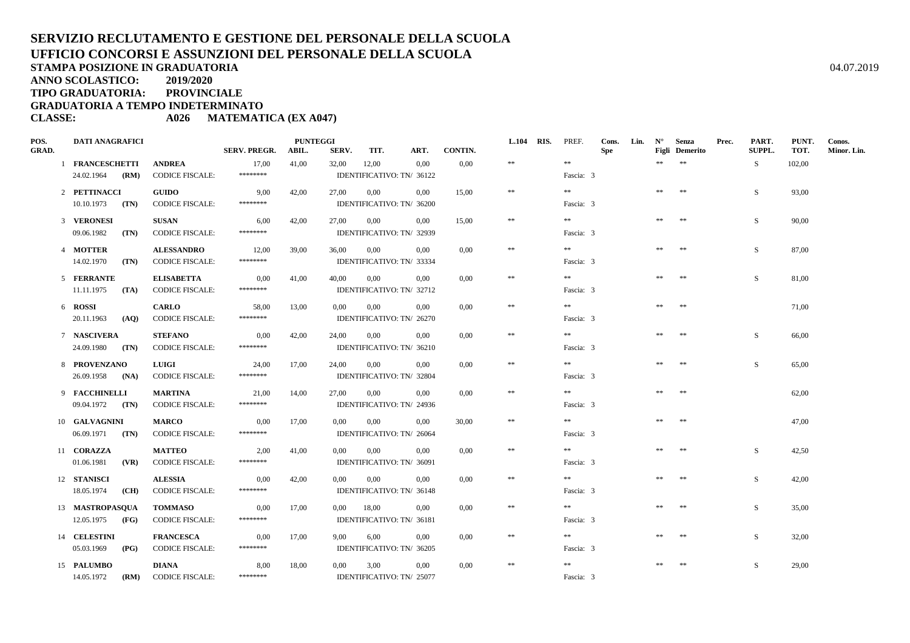# SERVIZIO RECLUTAMENTO E GESTIONE DEL PERSONALE DELLA SCUOLA
# UFFICIO CONCORSI E ASSUNZIONI DEL PERSONALE DELLA SCUOLA

**STAMPA POSIZIONE IN GRADUATORIA** 04.07.2019

**ANNO SCOLASTICO: 2019/2020**

**TIPO GRADUATORIA: PROVINCIALE**

**GRADUATORIA A TEMPO INDETERMINATO**

**CLASSE: A026 MATEMATICA (EX A047)**

| POS. GRAD. | DATI ANAGRAFICI | | | SERV. PREGR. | PUNTEGGI ABIL. | SERV. | TIT. | ART. | CONTIN. | L.104 | RIS. | PREF. | Cons. Spe | Lin. | N° Figli | Senza Demerito | Prec. | PART. SUPPL. | PUNT. TOT. | Conos. Minor. Lin. |
|---|---|---|---|---|---|---|---|---|---|---|---|---|---|---|---|---|---|---|---|---|
| 1 | FRANCESCHETTI | | ANDREA | 17,00 | 41,00 | 32,00 | 12,00 | 0,00 | 0,00 | ** | | ** | | | ** | ** | | S | 102,00 | |
| | 24.02.1964 | (RM) | CODICE FISCALE: | ******** | | IDENTIFICATIVO: TN/ 36122 | | | | | | Fascia: 3 | | | | | | | | |
| 2 | PETTINACCI | | GUIDO | 9,00 | 42,00 | 27,00 | 0,00 | 0,00 | 15,00 | ** | | ** | | | ** | ** | | S | 93,00 | |
| | 10.10.1973 | (TN) | CODICE FISCALE: | ******** | | IDENTIFICATIVO: TN/ 36200 | | | | | | Fascia: 3 | | | | | | | | |
| 3 | VERONESI | | SUSAN | 6,00 | 42,00 | 27,00 | 0,00 | 0,00 | 15,00 | ** | | ** | | | ** | ** | | S | 90,00 | |
| | 09.06.1982 | (TN) | CODICE FISCALE: | ******** | | IDENTIFICATIVO: TN/ 32939 | | | | | | Fascia: 3 | | | | | | | | |
| 4 | MOTTER | | ALESSANDRO | 12,00 | 39,00 | 36,00 | 0,00 | 0,00 | 0,00 | ** | | ** | | | ** | ** | | S | 87,00 | |
| | 14.02.1970 | (TN) | CODICE FISCALE: | ******** | | IDENTIFICATIVO: TN/ 33334 | | | | | | Fascia: 3 | | | | | | | | |
| 5 | FERRANTE | | ELISABETTA | 0,00 | 41,00 | 40,00 | 0,00 | 0,00 | 0,00 | ** | | ** | | | ** | ** | | S | 81,00 | |
| | 11.11.1975 | (TA) | CODICE FISCALE: | ******** | | IDENTIFICATIVO: TN/ 32712 | | | | | | Fascia: 3 | | | | | | | | |
| 6 | ROSSI | | CARLO | 58,00 | 13,00 | 0,00 | 0,00 | 0,00 | 0,00 | ** | | ** | | | ** | ** | | | 71,00 | |
| | 20.11.1963 | (AQ) | CODICE FISCALE: | ******** | | IDENTIFICATIVO: TN/ 26270 | | | | | | Fascia: 3 | | | | | | | | |
| 7 | NASCIVERA | | STEFANO | 0,00 | 42,00 | 24,00 | 0,00 | 0,00 | 0,00 | ** | | ** | | | ** | ** | | S | 66,00 | |
| | 24.09.1980 | (TN) | CODICE FISCALE: | ******** | | IDENTIFICATIVO: TN/ 36210 | | | | | | Fascia: 3 | | | | | | | | |
| 8 | PROVENZANO | | LUIGI | 24,00 | 17,00 | 24,00 | 0,00 | 0,00 | 0,00 | ** | | ** | | | ** | ** | | S | 65,00 | |
| | 26.09.1958 | (NA) | CODICE FISCALE: | ******** | | IDENTIFICATIVO: TN/ 32804 | | | | | | Fascia: 3 | | | | | | | | |
| 9 | FACCHINELLI | | MARTINA | 21,00 | 14,00 | 27,00 | 0,00 | 0,00 | 0,00 | ** | | ** | | | ** | ** | | | 62,00 | |
| | 09.04.1972 | (TN) | CODICE FISCALE: | ******** | | IDENTIFICATIVO: TN/ 24936 | | | | | | Fascia: 3 | | | | | | | | |
| 10 | GALVAGNINI | | MARCO | 0,00 | 17,00 | 0,00 | 0,00 | 0,00 | 30,00 | ** | | ** | | | ** | ** | | | 47,00 | |
| | 06.09.1971 | (TN) | CODICE FISCALE: | ******** | | IDENTIFICATIVO: TN/ 26064 | | | | | | Fascia: 3 | | | | | | | | |
| 11 | CORAZZA | | MATTEO | 2,00 | 41,00 | 0,00 | 0,00 | 0,00 | 0,00 | ** | | ** | | | ** | ** | | S | 42,50 | |
| | 01.06.1981 | (VR) | CODICE FISCALE: | ******** | | IDENTIFICATIVO: TN/ 36091 | | | | | | Fascia: 3 | | | | | | | | |
| 12 | STANISCI | | ALESSIA | 0,00 | 42,00 | 0,00 | 0,00 | 0,00 | 0,00 | ** | | ** | | | ** | ** | | S | 42,00 | |
| | 18.05.1974 | (CH) | CODICE FISCALE: | ******** | | IDENTIFICATIVO: TN/ 36148 | | | | | | Fascia: 3 | | | | | | | | |
| 13 | MASTROPASQUA | | TOMMASO | 0,00 | 17,00 | 0,00 | 18,00 | 0,00 | 0,00 | ** | | ** | | | ** | ** | | S | 35,00 | |
| | 12.05.1975 | (FG) | CODICE FISCALE: | ******** | | IDENTIFICATIVO: TN/ 36181 | | | | | | Fascia: 3 | | | | | | | | |
| 14 | CELESTINI | | FRANCESCA | 0,00 | 17,00 | 9,00 | 6,00 | 0,00 | 0,00 | ** | | ** | | | ** | ** | | S | 32,00 | |
| | 05.03.1969 | (PG) | CODICE FISCALE: | ******** | | IDENTIFICATIVO: TN/ 36205 | | | | | | Fascia: 3 | | | | | | | | |
| 15 | PALUMBO | | DIANA | 8,00 | 18,00 | 0,00 | 3,00 | 0,00 | 0,00 | ** | | ** | | | ** | ** | | S | 29,00 | |
| | 14.05.1972 | (RM) | CODICE FISCALE: | ******** | | IDENTIFICATIVO: TN/ 25077 | | | | | | Fascia: 3 | | | | | | | | |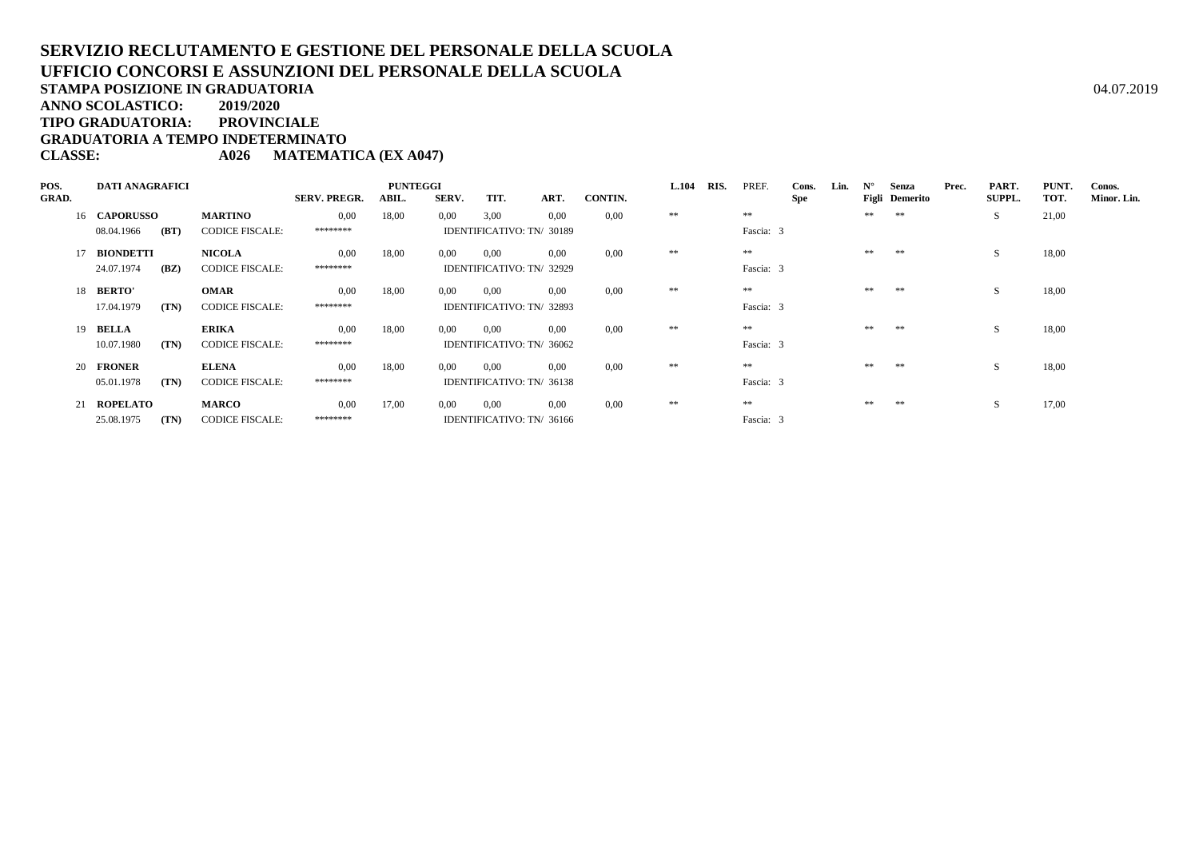**SERVIZIO RECLUTAMENTO E GESTIONE DEL PERSONALE DELLA SCUOLA**
**UFFICIO CONCORSI E ASSUNZIONI DEL PERSONALE DELLA SCUOLA**
**STAMPA POSIZIONE IN GRADUATORIA** 04.07.2019
**ANNO SCOLASTICO: 2019/2020**
**TIPO GRADUATORIA: PROVINCIALE**
**GRADUATORIA A TEMPO INDETERMINATO**
**CLASSE: A026 MATEMATICA (EX A047)**

| POS. GRAD. | DATI ANAGRAFICI | | | SERV. PREGR. | PUNTEGGI ABIL. | SERV. | TIT. | ART. | CONTIN. | L.104 | RIS. | PREF. | Cons. Spe | Lin. | N° Figli | Senza Demerito | Prec. | PART. SUPPL. | PUNT. TOT. | Conos. Minor. Lin. |
|---|---|---|---|---|---|---|---|---|---|---|---|---|---|---|---|---|---|---|---|---|
| 16 | **CAPORUSSO** | | **MARTINO** | 0,00 | 18,00 | 0,00 | 3,00 | 0,00 | 0,00 | ** | | ** | | | ** | ** | | S | 21,00 | |
| | 08.04.1966 | **(BT)** | CODICE FISCALE: | ******** | | IDENTIFICATIVO: TN/ 30189 | | | | | | Fascia: 3 | | | | | | | | |
| 17 | **BIONDETTI** | | **NICOLA** | 0,00 | 18,00 | 0,00 | 0,00 | 0,00 | 0,00 | ** | | ** | | | ** | ** | | S | 18,00 | |
| | 24.07.1974 | **(BZ)** | CODICE FISCALE: | ******** | | IDENTIFICATIVO: TN/ 32929 | | | | | | Fascia: 3 | | | | | | | | |
| 18 | **BERTO'** | | **OMAR** | 0,00 | 18,00 | 0,00 | 0,00 | 0,00 | 0,00 | ** | | ** | | | ** | ** | | S | 18,00 | |
| | 17.04.1979 | **(TN)** | CODICE FISCALE: | ******** | | IDENTIFICATIVO: TN/ 32893 | | | | | | Fascia: 3 | | | | | | | | |
| 19 | **BELLA** | | **ERIKA** | 0,00 | 18,00 | 0,00 | 0,00 | 0,00 | 0,00 | ** | | ** | | | ** | ** | | S | 18,00 | |
| | 10.07.1980 | **(TN)** | CODICE FISCALE: | ******** | | IDENTIFICATIVO: TN/ 36062 | | | | | | Fascia: 3 | | | | | | | | |
| 20 | **FRONER** | | **ELENA** | 0,00 | 18,00 | 0,00 | 0,00 | 0,00 | 0,00 | ** | | ** | | | ** | ** | | S | 18,00 | |
| | 05.01.1978 | **(TN)** | CODICE FISCALE: | ******** | | IDENTIFICATIVO: TN/ 36138 | | | | | | Fascia: 3 | | | | | | | | |
| 21 | **ROPELATO** | | **MARCO** | 0,00 | 17,00 | 0,00 | 0,00 | 0,00 | 0,00 | ** | | ** | | | ** | ** | | S | 17,00 | |
| | 25.08.1975 | **(TN)** | CODICE FISCALE: | ******** | | IDENTIFICATIVO: TN/ 36166 | | | | | | Fascia: 3 | | | | | | | | |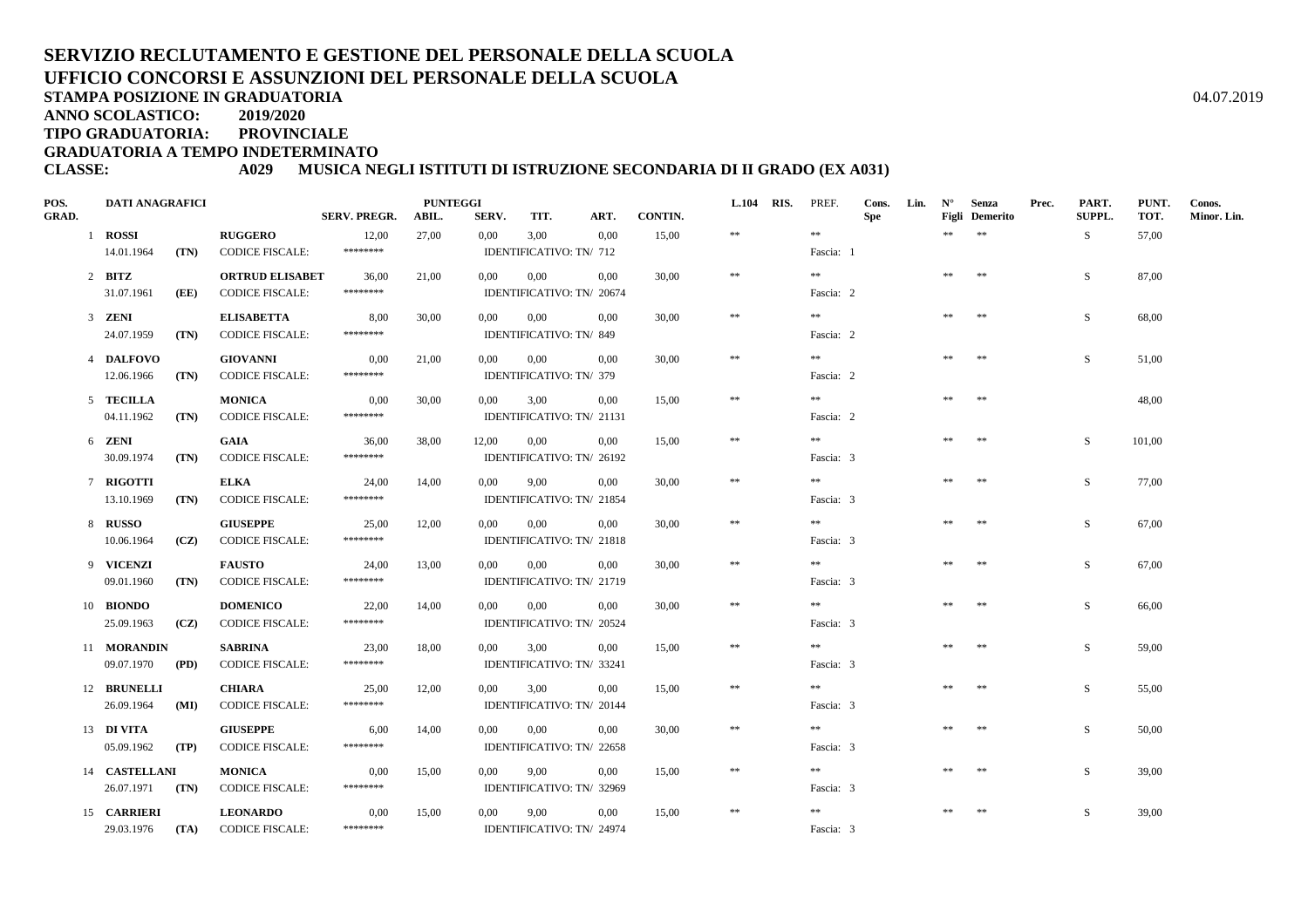# SERVIZIO RECLUTAMENTO E GESTIONE DEL PERSONALE DELLA SCUOLA
# UFFICIO CONCORSI E ASSUNZIONI DEL PERSONALE DELLA SCUOLA

**STAMPA POSIZIONE IN GRADUATORIA** 04.07.2019

**ANNO SCOLASTICO: 2019/2020**

**TIPO GRADUATORIA: PROVINCIALE**

**GRADUATORIA A TEMPO INDETERMINATO**

**CLASSE: A029 MUSICA NEGLI ISTITUTI DI ISTRUZIONE SECONDARIA DI II GRADO (EX A031)**

| POS. GRAD. | DATI ANAGRAFICI | | | SERV. PREGR. | PUNTEGGI ABIL. | SERV. | TIT. | ART. | CONTIN. | L.104 | RIS. | PREF. | Cons. Spe | Lin. | N° Figli | Senza Demerito | Prec. | PART. SUPPL. | PUNT. TOT. | Conos. Minor. Lin. |
|---|---|---|---|---|---|---|---|---|---|---|---|---|---|---|---|---|---|---|---|---|
| 1 | **ROSSI** | | **RUGGERO** | 12,00 | 27,00 | 0,00 | 3,00 | 0,00 | 15,00 | ** | | ** | | | ** | ** | | S | 57,00 | |
| | 14.01.1964 | **(TN)** | CODICE FISCALE: | ******** | | IDENTIFICATIVO: TN/ 712 | | | | | | Fascia: 1 | | | | | | | | |
| 2 | **BITZ** | | **ORTRUD ELISABET** | 36,00 | 21,00 | 0,00 | 0,00 | 0,00 | 30,00 | ** | | ** | | | ** | ** | | S | 87,00 | |
| | 31.07.1961 | **(EE)** | CODICE FISCALE: | ******** | | IDENTIFICATIVO: TN/ 20674 | | | | | | Fascia: 2 | | | | | | | | |
| 3 | **ZENI** | | **ELISABETTA** | 8,00 | 30,00 | 0,00 | 0,00 | 0,00 | 30,00 | ** | | ** | | | ** | ** | | S | 68,00 | |
| | 24.07.1959 | **(TN)** | CODICE FISCALE: | ******** | | IDENTIFICATIVO: TN/ 849 | | | | | | Fascia: 2 | | | | | | | | |
| 4 | **DALFOVO** | | **GIOVANNI** | 0,00 | 21,00 | 0,00 | 0,00 | 0,00 | 30,00 | ** | | ** | | | ** | ** | | S | 51,00 | |
| | 12.06.1966 | **(TN)** | CODICE FISCALE: | ******** | | IDENTIFICATIVO: TN/ 379 | | | | | | Fascia: 2 | | | | | | | | |
| 5 | **TECILLA** | | **MONICA** | 0,00 | 30,00 | 0,00 | 3,00 | 0,00 | 15,00 | ** | | ** | | | ** | ** | | | 48,00 | |
| | 04.11.1962 | **(TN)** | CODICE FISCALE: | ******** | | IDENTIFICATIVO: TN/ 21131 | | | | | | Fascia: 2 | | | | | | | | |
| 6 | **ZENI** | | **GAIA** | 36,00 | 38,00 | 12,00 | 0,00 | 0,00 | 15,00 | ** | | ** | | | ** | ** | | S | 101,00 | |
| | 30.09.1974 | **(TN)** | CODICE FISCALE: | ******** | | IDENTIFICATIVO: TN/ 26192 | | | | | | Fascia: 3 | | | | | | | | |
| 7 | **RIGOTTI** | | **ELKA** | 24,00 | 14,00 | 0,00 | 9,00 | 0,00 | 30,00 | ** | | ** | | | ** | ** | | S | 77,00 | |
| | 13.10.1969 | **(TN)** | CODICE FISCALE: | ******** | | IDENTIFICATIVO: TN/ 21854 | | | | | | Fascia: 3 | | | | | | | | |
| 8 | **RUSSO** | | **GIUSEPPE** | 25,00 | 12,00 | 0,00 | 0,00 | 0,00 | 30,00 | ** | | ** | | | ** | ** | | S | 67,00 | |
| | 10.06.1964 | **(CZ)** | CODICE FISCALE: | ******** | | IDENTIFICATIVO: TN/ 21818 | | | | | | Fascia: 3 | | | | | | | | |
| 9 | **VICENZI** | | **FAUSTO** | 24,00 | 13,00 | 0,00 | 0,00 | 0,00 | 30,00 | ** | | ** | | | ** | ** | | S | 67,00 | |
| | 09.01.1960 | **(TN)** | CODICE FISCALE: | ******** | | IDENTIFICATIVO: TN/ 21719 | | | | | | Fascia: 3 | | | | | | | | |
| 10 | **BIONDO** | | **DOMENICO** | 22,00 | 14,00 | 0,00 | 0,00 | 0,00 | 30,00 | ** | | ** | | | ** | ** | | S | 66,00 | |
| | 25.09.1963 | **(CZ)** | CODICE FISCALE: | ******** | | IDENTIFICATIVO: TN/ 20524 | | | | | | Fascia: 3 | | | | | | | | |
| 11 | **MORANDIN** | | **SABRINA** | 23,00 | 18,00 | 0,00 | 3,00 | 0,00 | 15,00 | ** | | ** | | | ** | ** | | S | 59,00 | |
| | 09.07.1970 | **(PD)** | CODICE FISCALE: | ******** | | IDENTIFICATIVO: TN/ 33241 | | | | | | Fascia: 3 | | | | | | | | |
| 12 | **BRUNELLI** | | **CHIARA** | 25,00 | 12,00 | 0,00 | 3,00 | 0,00 | 15,00 | ** | | ** | | | ** | ** | | S | 55,00 | |
| | 26.09.1964 | **(MI)** | CODICE FISCALE: | ******** | | IDENTIFICATIVO: TN/ 20144 | | | | | | Fascia: 3 | | | | | | | | |
| 13 | **DI VITA** | | **GIUSEPPE** | 6,00 | 14,00 | 0,00 | 0,00 | 0,00 | 30,00 | ** | | ** | | | ** | ** | | S | 50,00 | |
| | 05.09.1962 | **(TP)** | CODICE FISCALE: | ******** | | IDENTIFICATIVO: TN/ 22658 | | | | | | Fascia: 3 | | | | | | | | |
| 14 | **CASTELLANI** | | **MONICA** | 0,00 | 15,00 | 0,00 | 9,00 | 0,00 | 15,00 | ** | | ** | | | ** | ** | | S | 39,00 | |
| | 26.07.1971 | **(TN)** | CODICE FISCALE: | ******** | | IDENTIFICATIVO: TN/ 32969 | | | | | | Fascia: 3 | | | | | | | | |
| 15 | **CARRIERI** | | **LEONARDO** | 0,00 | 15,00 | 0,00 | 9,00 | 0,00 | 15,00 | ** | | ** | | | ** | ** | | S | 39,00 | |
| | 29.03.1976 | **(TA)** | CODICE FISCALE: | ******** | | IDENTIFICATIVO: TN/ 24974 | | | | | | Fascia: 3 | | | | | | | | |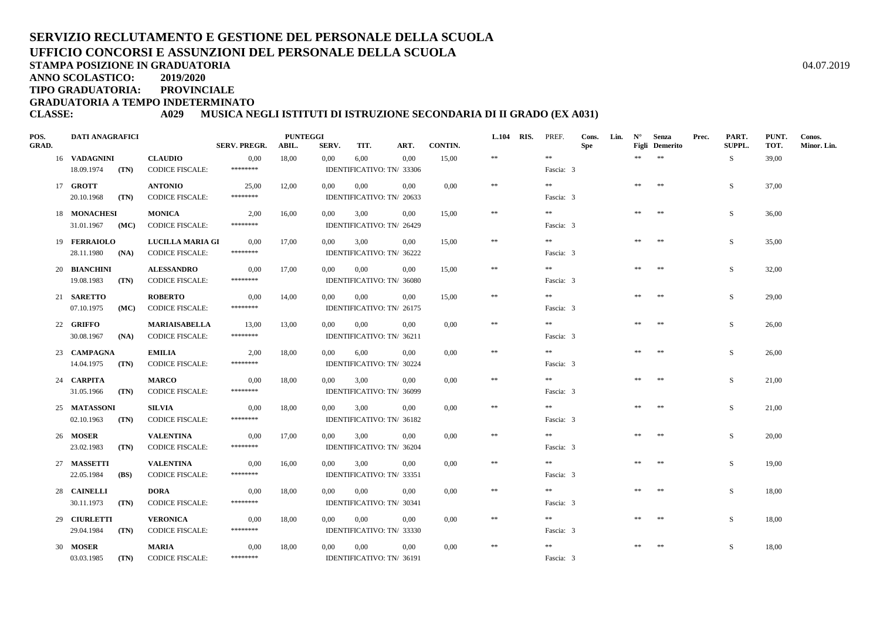# SERVIZIO RECLUTAMENTO E GESTIONE DEL PERSONALE DELLA SCUOLA
## UFFICIO CONCORSI E ASSUNZIONI DEL PERSONALE DELLA SCUOLA

**STAMPA POSIZIONE IN GRADUATORIA** 04.07.2019

**ANNO SCOLASTICO: 2019/2020**

**TIPO GRADUATORIA: PROVINCIALE**

**GRADUATORIA A TEMPO INDETERMINATO**

**CLASSE: A029 MUSICA NEGLI ISTITUTI DI ISTRUZIONE SECONDARIA DI II GRADO (EX A031)**

| POS. GRAD. | DATI ANAGRAFICI | | | SERV. PREGR. | PUNTEGGI ABIL. | SERV. | TIT. | ART. | CONTIN. | L.104 | RIS. | PREF. | Cons. Spe | Lin. | N° Figli | Senza Demerito | Prec. | PART. SUPPL. | PUNT. TOT. | Conos. Minor. Lin. |
|---|---|---|---|---|---|---|---|---|---|---|---|---|---|---|---|---|---|---|---|---|
| 16 | VADAGNINI | | CLAUDIO | 0,00 | 18,00 | 0,00 | 6,00 | 0,00 | 15,00 | ** | | ** | | | ** | ** | | S | 39,00 | |
| | 18.09.1974 | (TN) | CODICE FISCALE: | ******** | | IDENTIFICATIVO: TN/ 33306 | | | | | | Fascia: 3 | | | | | | | | |
| 17 | GROTT | | ANTONIO | 25,00 | 12,00 | 0,00 | 0,00 | 0,00 | 0,00 | ** | | ** | | | ** | ** | | S | 37,00 | |
| | 20.10.1968 | (TN) | CODICE FISCALE: | ******** | | IDENTIFICATIVO: TN/ 20633 | | | | | | Fascia: 3 | | | | | | | | |
| 18 | MONACHESI | | MONICA | 2,00 | 16,00 | 0,00 | 3,00 | 0,00 | 15,00 | ** | | ** | | | ** | ** | | S | 36,00 | |
| | 31.01.1967 | (MC) | CODICE FISCALE: | ******** | | IDENTIFICATIVO: TN/ 26429 | | | | | | Fascia: 3 | | | | | | | | |
| 19 | FERRAIOLO | | LUCILLA MARIA GI | 0,00 | 17,00 | 0,00 | 3,00 | 0,00 | 15,00 | ** | | ** | | | ** | ** | | S | 35,00 | |
| | 28.11.1980 | (NA) | CODICE FISCALE: | ******** | | IDENTIFICATIVO: TN/ 36222 | | | | | | Fascia: 3 | | | | | | | | |
| 20 | BIANCHINI | | ALESSANDRO | 0,00 | 17,00 | 0,00 | 0,00 | 0,00 | 15,00 | ** | | ** | | | ** | ** | | S | 32,00 | |
| | 19.08.1983 | (TN) | CODICE FISCALE: | ******** | | IDENTIFICATIVO: TN/ 36080 | | | | | | Fascia: 3 | | | | | | | | |
| 21 | SARETTO | | ROBERTO | 0,00 | 14,00 | 0,00 | 0,00 | 0,00 | 15,00 | ** | | ** | | | ** | ** | | S | 29,00 | |
| | 07.10.1975 | (MC) | CODICE FISCALE: | ******** | | IDENTIFICATIVO: TN/ 26175 | | | | | | Fascia: 3 | | | | | | | | |
| 22 | GRIFFO | | MARIAISABELLA | 13,00 | 13,00 | 0,00 | 0,00 | 0,00 | 0,00 | ** | | ** | | | ** | ** | | S | 26,00 | |
| | 30.08.1967 | (NA) | CODICE FISCALE: | ******** | | IDENTIFICATIVO: TN/ 36211 | | | | | | Fascia: 3 | | | | | | | | |
| 23 | CAMPAGNA | | EMILIA | 2,00 | 18,00 | 0,00 | 6,00 | 0,00 | 0,00 | ** | | ** | | | ** | ** | | S | 26,00 | |
| | 14.04.1975 | (TN) | CODICE FISCALE: | ******** | | IDENTIFICATIVO: TN/ 30224 | | | | | | Fascia: 3 | | | | | | | | |
| 24 | CARPITA | | MARCO | 0,00 | 18,00 | 0,00 | 3,00 | 0,00 | 0,00 | ** | | ** | | | ** | ** | | S | 21,00 | |
| | 31.05.1966 | (TN) | CODICE FISCALE: | ******** | | IDENTIFICATIVO: TN/ 36099 | | | | | | Fascia: 3 | | | | | | | | |
| 25 | MATASSONI | | SILVIA | 0,00 | 18,00 | 0,00 | 3,00 | 0,00 | 0,00 | ** | | ** | | | ** | ** | | S | 21,00 | |
| | 02.10.1963 | (TN) | CODICE FISCALE: | ******** | | IDENTIFICATIVO: TN/ 36182 | | | | | | Fascia: 3 | | | | | | | | |
| 26 | MOSER | | VALENTINA | 0,00 | 17,00 | 0,00 | 3,00 | 0,00 | 0,00 | ** | | ** | | | ** | ** | | S | 20,00 | |
| | 23.02.1983 | (TN) | CODICE FISCALE: | ******** | | IDENTIFICATIVO: TN/ 36204 | | | | | | Fascia: 3 | | | | | | | | |
| 27 | MASSETTI | | VALENTINA | 0,00 | 16,00 | 0,00 | 3,00 | 0,00 | 0,00 | ** | | ** | | | ** | ** | | S | 19,00 | |
| | 22.05.1984 | (BS) | CODICE FISCALE: | ******** | | IDENTIFICATIVO: TN/ 33351 | | | | | | Fascia: 3 | | | | | | | | |
| 28 | CAINELLI | | DORA | 0,00 | 18,00 | 0,00 | 0,00 | 0,00 | 0,00 | ** | | ** | | | ** | ** | | S | 18,00 | |
| | 30.11.1973 | (TN) | CODICE FISCALE: | ******** | | IDENTIFICATIVO: TN/ 30341 | | | | | | Fascia: 3 | | | | | | | | |
| 29 | CIURLETTI | | VERONICA | 0,00 | 18,00 | 0,00 | 0,00 | 0,00 | 0,00 | ** | | ** | | | ** | ** | | S | 18,00 | |
| | 29.04.1984 | (TN) | CODICE FISCALE: | ******** | | IDENTIFICATIVO: TN/ 33330 | | | | | | Fascia: 3 | | | | | | | | |
| 30 | MOSER | | MARIA | 0,00 | 18,00 | 0,00 | 0,00 | 0,00 | 0,00 | ** | | ** | | | ** | ** | | S | 18,00 | |
| | 03.03.1985 | (TN) | CODICE FISCALE: | ******** | | IDENTIFICATIVO: TN/ 36191 | | | | | | Fascia: 3 | | | | | | | | |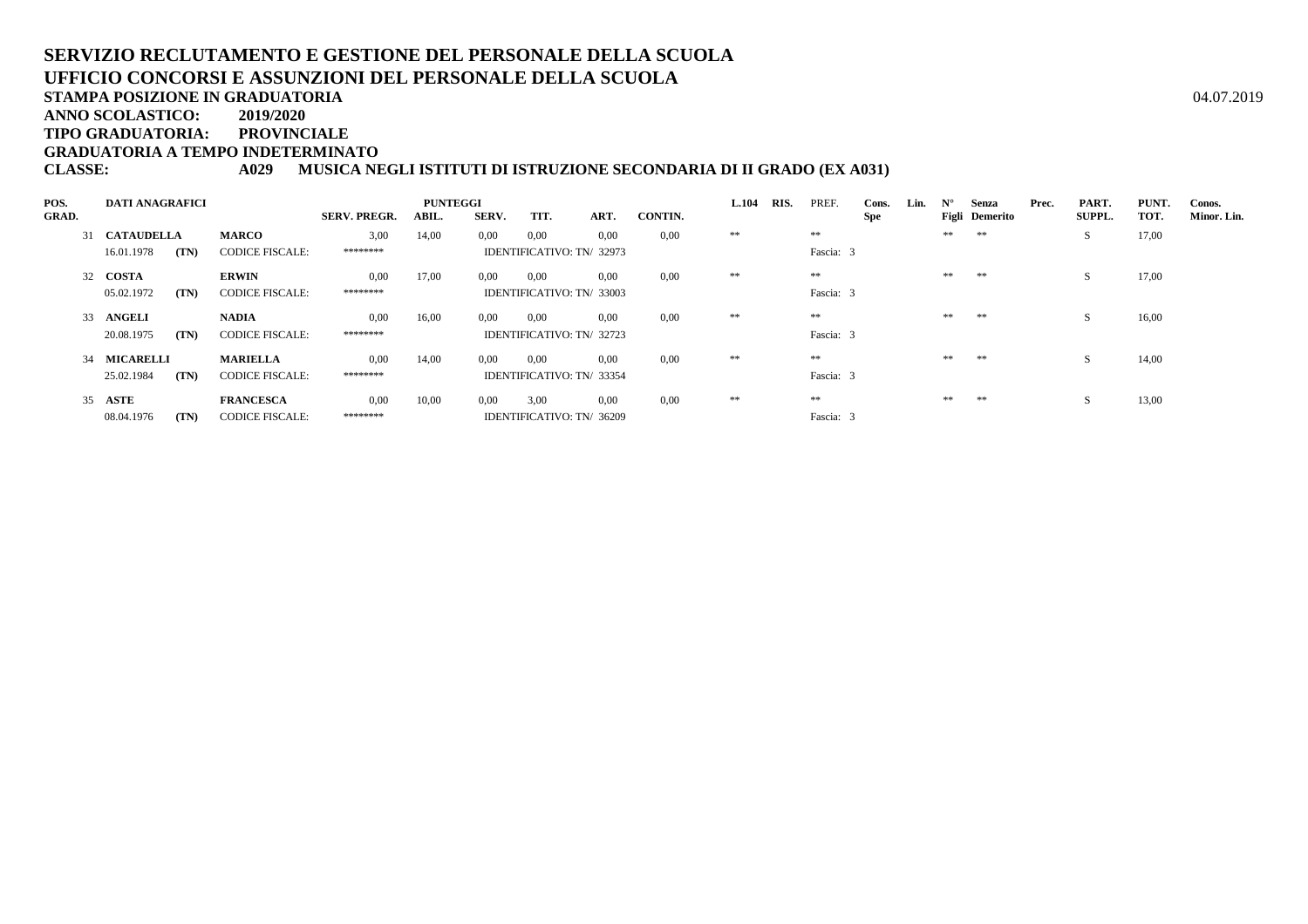# SERVIZIO RECLUTAMENTO E GESTIONE DEL PERSONALE DELLA SCUOLA
# UFFICIO CONCORSI E ASSUNZIONI DEL PERSONALE DELLA SCUOLA

**STAMPA POSIZIONE IN GRADUATORIA** 04.07.2019

**ANNO SCOLASTICO:** **2019/2020**

**TIPO GRADUATORIA:** **PROVINCIALE**

**GRADUATORIA A TEMPO INDETERMINATO**

**CLASSE:** **A029 MUSICA NEGLI ISTITUTI DI ISTRUZIONE SECONDARIA DI II GRADO (EX A031)**

| POS. GRAD. | DATI ANAGRAFICI | | | SERV. PREGR. | PUNTEGGI ABIL. | SERV. | TIT. | ART. | CONTIN. | L.104 | RIS. | PREF. | Cons. Spe | Lin. | N° Figli | Senza Demerito | Prec. | PART. SUPPL. | PUNT. TOT. | Conos. Minor. Lin. |
|---|---|---|---|---|---|---|---|---|---|---|---|---|---|---|---|---|---|---|---|---|
| 31 | **CATAUDELLA** | | **MARCO** | 3,00 | 14,00 | 0,00 | 0,00 | 0,00 | 0,00 | ** | | ** | | | ** | ** | | S | 17,00 | |
| | 16.01.1978 | **(TN)** | CODICE FISCALE: | ******** | | IDENTIFICATIVO: TN/ 32973 | | | | | | Fascia: 3 | | | | | | | | |
| 32 | **COSTA** | | **ERWIN** | 0,00 | 17,00 | 0,00 | 0,00 | 0,00 | 0,00 | ** | | ** | | | ** | ** | | S | 17,00 | |
| | 05.02.1972 | **(TN)** | CODICE FISCALE: | ******** | | IDENTIFICATIVO: TN/ 33003 | | | | | | Fascia: 3 | | | | | | | | |
| 33 | **ANGELI** | | **NADIA** | 0,00 | 16,00 | 0,00 | 0,00 | 0,00 | 0,00 | ** | | ** | | | ** | ** | | S | 16,00 | |
| | 20.08.1975 | **(TN)** | CODICE FISCALE: | ******** | | IDENTIFICATIVO: TN/ 32723 | | | | | | Fascia: 3 | | | | | | | | |
| 34 | **MICARELLI** | | **MARIELLA** | 0,00 | 14,00 | 0,00 | 0,00 | 0,00 | 0,00 | ** | | ** | | | ** | ** | | S | 14,00 | |
| | 25.02.1984 | **(TN)** | CODICE FISCALE: | ******** | | IDENTIFICATIVO: TN/ 33354 | | | | | | Fascia: 3 | | | | | | | | |
| 35 | **ASTE** | | **FRANCESCA** | 0,00 | 10,00 | 0,00 | 3,00 | 0,00 | 0,00 | ** | | ** | | | ** | ** | | S | 13,00 | |
| | 08.04.1976 | **(TN)** | CODICE FISCALE: | ******** | | IDENTIFICATIVO: TN/ 36209 | | | | | | Fascia: 3 | | | | | | | | |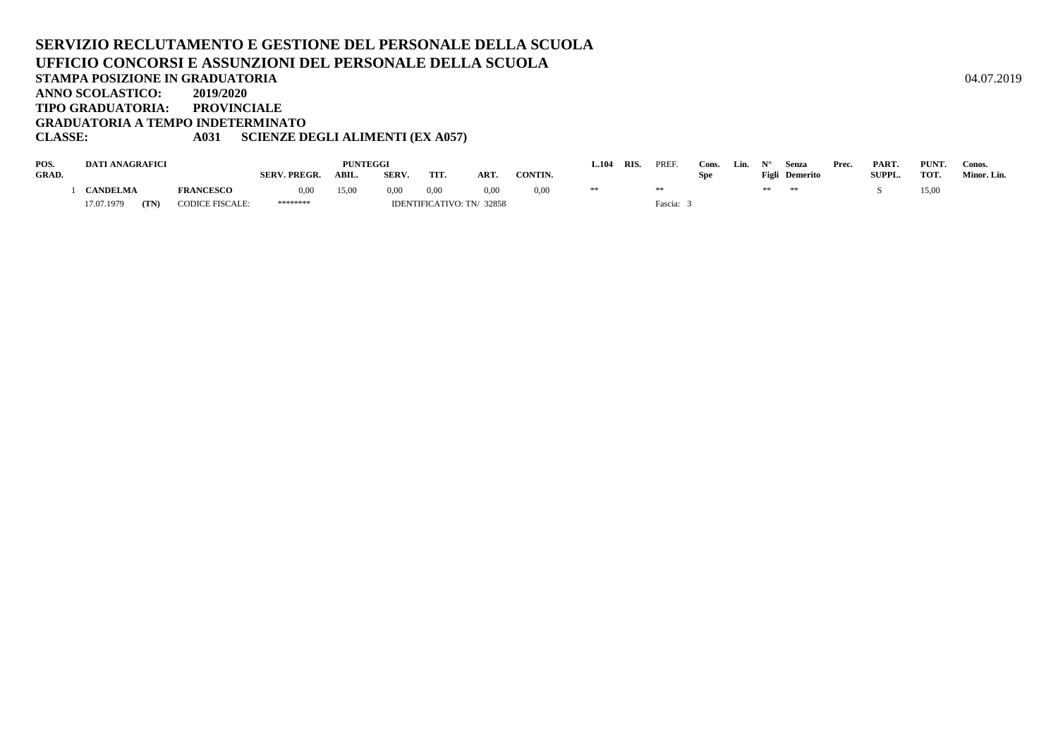# SERVIZIO RECLUTAMENTO E GESTIONE DEL PERSONALE DELLA SCUOLA
# UFFICIO CONCORSI E ASSUNZIONI DEL PERSONALE DELLA SCUOLA

**STAMPA POSIZIONE IN GRADUATORIA** 04.07.2019

**ANNO SCOLASTICO: 2019/2020**

**TIPO GRADUATORIA: PROVINCIALE**

**GRADUATORIA A TEMPO INDETERMINATO**

**CLASSE: A031 SCIENZE DEGLI ALIMENTI (EX A057)**

| POS. GRAD. | DATI ANAGRAFICI | | | SERV. PREGR. | PUNTEGGI ABIL. | SERV. | TIT. | ART. | CONTIN. | L.104 | RIS. | PREF. | Cons. Spe | Lin. | N° Figli | Senza Demerito | Prec. | PART. SUPPL. | PUNT. TOT. | Conos. Minor. Lin. |
|---|---|---|---|---|---|---|---|---|---|---|---|---|---|---|---|---|---|---|---|---|
| 1 | CANDELMA | | FRANCESCO | 0,00 | 15,00 | 0,00 | 0,00 | 0,00 | 0,00 | ** | | ** | | | ** | ** | | S | 15,00 | |
| | 17.07.1979 | (TN) | CODICE FISCALE: | ******** | | IDENTIFICATIVO: TN/ 32858 | | | | | | Fascia: 3 | | | | | | | | |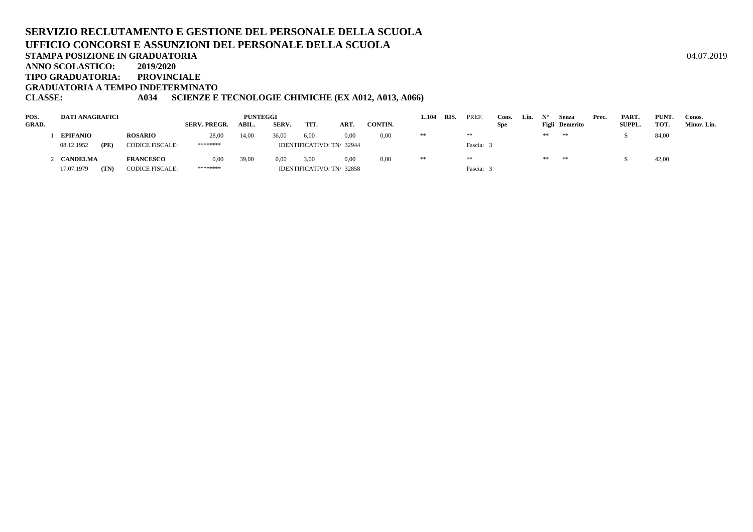**SERVIZIO RECLUTAMENTO E GESTIONE DEL PERSONALE DELLA SCUOLA**
**UFFICIO CONCORSI E ASSUNZIONI DEL PERSONALE DELLA SCUOLA**
**STAMPA POSIZIONE IN GRADUATORIA** 04.07.2019
**ANNO SCOLASTICO: 2019/2020**
**TIPO GRADUATORIA: PROVINCIALE**
**GRADUATORIA A TEMPO INDETERMINATO**
**CLASSE: A034 SCIENZE E TECNOLOGIE CHIMICHE (EX A012, A013, A066)**

| POS. GRAD. | DATI ANAGRAFICI | | | SERV. PREGR. | PUNTEGGI ABIL. | SERV. | TIT. | ART. | CONTIN. | L.104 | RIS. | PREF. | Cons. Spe | Lin. | N° Figli | Senza Demerito | Prec. | PART. SUPPL. | PUNT. TOT. | Conos. Minor. Lin. |
|---|---|---|---|---|---|---|---|---|---|---|---|---|---|---|---|---|---|---|---|---|
| 1 | EPIFANIO | | ROSARIO | 28,00 | 14,00 | 36,00 | 6,00 | 0,00 | 0,00 | ** | | ** | | | ** | ** | | S | 84,00 | |
| | 08.12.1952 | (PE) | CODICE FISCALE: | ******** | | IDENTIFICATIVO: TN/ 32944 | | | | | | Fascia: 3 | | | | | | | | |
| 2 | CANDELMA | | FRANCESCO | 0,00 | 39,00 | 0,00 | 3,00 | 0,00 | 0,00 | ** | | ** | | | ** | ** | | S | 42,00 | |
| | 17.07.1979 | (TN) | CODICE FISCALE: | ******** | | IDENTIFICATIVO: TN/ 32858 | | | | | | Fascia: 3 | | | | | | | | |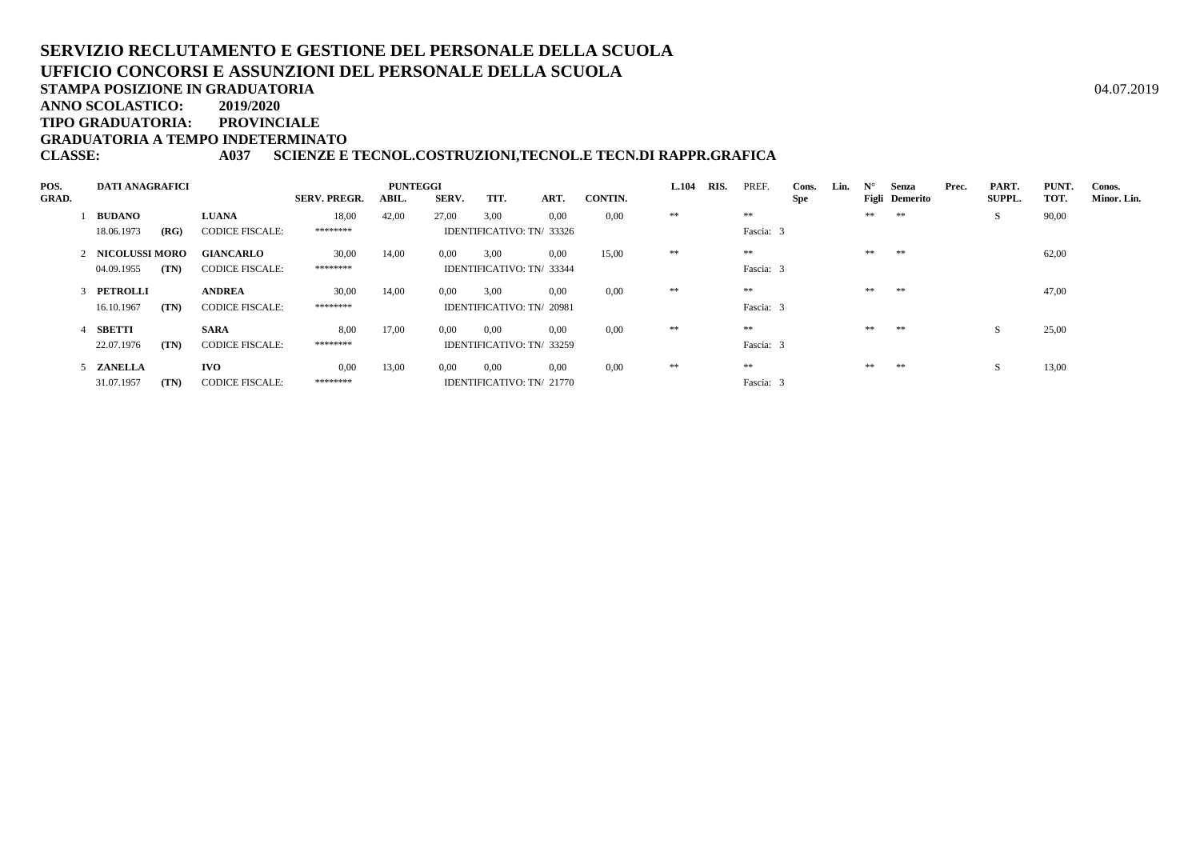# SERVIZIO RECLUTAMENTO E GESTIONE DEL PERSONALE DELLA SCUOLA
## UFFICIO CONCORSI E ASSUNZIONI DEL PERSONALE DELLA SCUOLA

**STAMPA POSIZIONE IN GRADUATORIA** 04.07.2019
**ANNO SCOLASTICO: 2019/2020**
**TIPO GRADUATORIA: PROVINCIALE**
**GRADUATORIA A TEMPO INDETERMINATO**
**CLASSE: A037 SCIENZE E TECNOL.COSTRUZIONI,TECNOL.E TECN.DI RAPPR.GRAFICA**

| POS. GRAD. | DATI ANAGRAFICI | | | SERV. PREGR. | PUNTEGGI ABIL. | SERV. | TIT. | ART. | CONTIN. | L.104 | RIS. | PREF. | Cons. Spe | Lin. | N° Figli | Senza Demerito | Prec. | PART. SUPPL. | PUNT. TOT. | Conos. Minor. Lin. |
|---|---|---|---|---|---|---|---|---|---|---|---|---|---|---|---|---|---|---|---|---|
| 1 | **BUDANO** | | **LUANA** | 18,00 | 42,00 | 27,00 | 3,00 | 0,00 | 0,00 | ** | | ** | | | ** | ** | | S | 90,00 | |
| | 18.06.1973 | **(RG)** | CODICE FISCALE: | ******** | | IDENTIFICATIVO: TN/ 33326 | | | | | | Fascia: 3 | | | | | | | | |
| 2 | **NICOLUSSI MORO** | | **GIANCARLO** | 30,00 | 14,00 | 0,00 | 3,00 | 0,00 | 15,00 | ** | | ** | | | ** | ** | | | 62,00 | |
| | 04.09.1955 | **(TN)** | CODICE FISCALE: | ******** | | IDENTIFICATIVO: TN/ 33344 | | | | | | Fascia: 3 | | | | | | | | |
| 3 | **PETROLLI** | | **ANDREA** | 30,00 | 14,00 | 0,00 | 3,00 | 0,00 | 0,00 | ** | | ** | | | ** | ** | | | 47,00 | |
| | 16.10.1967 | **(TN)** | CODICE FISCALE: | ******** | | IDENTIFICATIVO: TN/ 20981 | | | | | | Fascia: 3 | | | | | | | | |
| 4 | **SBETTI** | | **SARA** | 8,00 | 17,00 | 0,00 | 0,00 | 0,00 | 0,00 | ** | | ** | | | ** | ** | | S | 25,00 | |
| | 22.07.1976 | **(TN)** | CODICE FISCALE: | ******** | | IDENTIFICATIVO: TN/ 33259 | | | | | | Fascia: 3 | | | | | | | | |
| 5 | **ZANELLA** | | **IVO** | 0,00 | 13,00 | 0,00 | 0,00 | 0,00 | 0,00 | ** | | ** | | | ** | ** | | S | 13,00 | |
| | 31.07.1957 | **(TN)** | CODICE FISCALE: | ******** | | IDENTIFICATIVO: TN/ 21770 | | | | | | Fascia: 3 | | | | | | | | |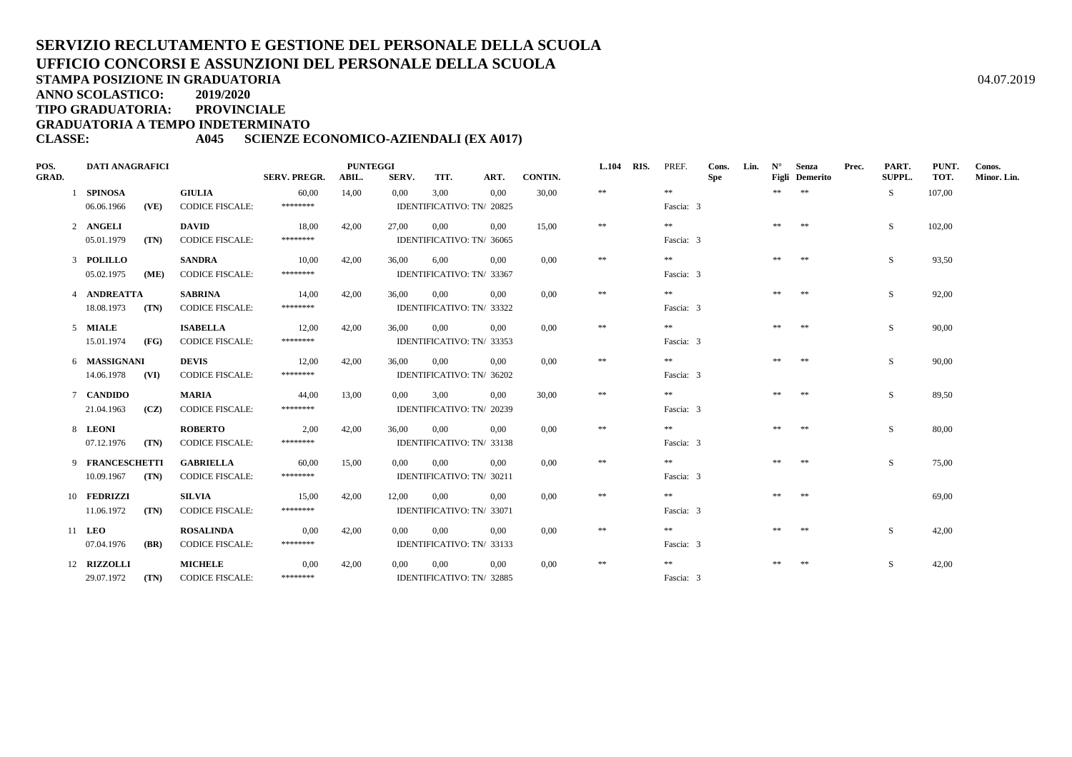# SERVIZIO RECLUTAMENTO E GESTIONE DEL PERSONALE DELLA SCUOLA
# UFFICIO CONCORSI E ASSUNZIONI DEL PERSONALE DELLA SCUOLA

**STAMPA POSIZIONE IN GRADUATORIA** 04.07.2019

**ANNO SCOLASTICO: 2019/2020**

**TIPO GRADUATORIA: PROVINCIALE**

**GRADUATORIA A TEMPO INDETERMINATO**

**CLASSE: A045 SCIENZE ECONOMICO-AZIENDALI (EX A017)**

| POS. GRAD. | DATI ANAGRAFICI | | | SERV. PREGR. | ABIL. | SERV. | TIT. | ART. | CONTIN. | L.104 | RIS. | PREF. | Cons. Spe | Lin. | N° Figli | Senza Demerito | Prec. | PART. SUPPL. | PUNT. TOT. | Conos. Minor. Lin. |
|---|---|---|---|---|---|---|---|---|---|---|---|---|---|---|---|---|---|---|---|---|
| 1 | **SPINOSA** | | **GIULIA** | 60,00 | 14,00 | 0,00 | 3,00 | 0,00 | 30,00 | ** | | ** | | | ** | ** | | S | 107,00 | |
| | 06.06.1966 | **(VE)** | CODICE FISCALE: | ******** | IDENTIFICATIVO: TN/ 20825 | | | | | | | Fascia: 3 | | | | | | | | |
| 2 | **ANGELI** | | **DAVID** | 18,00 | 42,00 | 27,00 | 0,00 | 0,00 | 15,00 | ** | | ** | | | ** | ** | | S | 102,00 | |
| | 05.01.1979 | **(TN)** | CODICE FISCALE: | ******** | IDENTIFICATIVO: TN/ 36065 | | | | | | | Fascia: 3 | | | | | | | | |
| 3 | **POLILLO** | | **SANDRA** | 10,00 | 42,00 | 36,00 | 6,00 | 0,00 | 0,00 | ** | | ** | | | ** | ** | | S | 93,50 | |
| | 05.02.1975 | **(ME)** | CODICE FISCALE: | ******** | IDENTIFICATIVO: TN/ 33367 | | | | | | | Fascia: 3 | | | | | | | | |
| 4 | **ANDREATTA** | | **SABRINA** | 14,00 | 42,00 | 36,00 | 0,00 | 0,00 | 0,00 | ** | | ** | | | ** | ** | | S | 92,00 | |
| | 18.08.1973 | **(TN)** | CODICE FISCALE: | ******** | IDENTIFICATIVO: TN/ 33322 | | | | | | | Fascia: 3 | | | | | | | | |
| 5 | **MIALE** | | **ISABELLA** | 12,00 | 42,00 | 36,00 | 0,00 | 0,00 | 0,00 | ** | | ** | | | ** | ** | | S | 90,00 | |
| | 15.01.1974 | **(FG)** | CODICE FISCALE: | ******** | IDENTIFICATIVO: TN/ 33353 | | | | | | | Fascia: 3 | | | | | | | | |
| 6 | **MASSIGNANI** | | **DEVIS** | 12,00 | 42,00 | 36,00 | 0,00 | 0,00 | 0,00 | ** | | ** | | | ** | ** | | S | 90,00 | |
| | 14.06.1978 | **(VI)** | CODICE FISCALE: | ******** | IDENTIFICATIVO: TN/ 36202 | | | | | | | Fascia: 3 | | | | | | | | |
| 7 | **CANDIDO** | | **MARIA** | 44,00 | 13,00 | 0,00 | 3,00 | 0,00 | 30,00 | ** | | ** | | | ** | ** | | S | 89,50 | |
| | 21.04.1963 | **(CZ)** | CODICE FISCALE: | ******** | IDENTIFICATIVO: TN/ 20239 | | | | | | | Fascia: 3 | | | | | | | | |
| 8 | **LEONI** | | **ROBERTO** | 2,00 | 42,00 | 36,00 | 0,00 | 0,00 | 0,00 | ** | | ** | | | ** | ** | | S | 80,00 | |
| | 07.12.1976 | **(TN)** | CODICE FISCALE: | ******** | IDENTIFICATIVO: TN/ 33138 | | | | | | | Fascia: 3 | | | | | | | | |
| 9 | **FRANCESCHETTI** | | **GABRIELLA** | 60,00 | 15,00 | 0,00 | 0,00 | 0,00 | 0,00 | ** | | ** | | | ** | ** | | S | 75,00 | |
| | 10.09.1967 | **(TN)** | CODICE FISCALE: | ******** | IDENTIFICATIVO: TN/ 30211 | | | | | | | Fascia: 3 | | | | | | | | |
| 10 | **FEDRIZZI** | | **SILVIA** | 15,00 | 42,00 | 12,00 | 0,00 | 0,00 | 0,00 | ** | | ** | | | ** | ** | | | 69,00 | |
| | 11.06.1972 | **(TN)** | CODICE FISCALE: | ******** | IDENTIFICATIVO: TN/ 33071 | | | | | | | Fascia: 3 | | | | | | | | |
| 11 | **LEO** | | **ROSALINDA** | 0,00 | 42,00 | 0,00 | 0,00 | 0,00 | 0,00 | ** | | ** | | | ** | ** | | S | 42,00 | |
| | 07.04.1976 | **(BR)** | CODICE FISCALE: | ******** | IDENTIFICATIVO: TN/ 33133 | | | | | | | Fascia: 3 | | | | | | | | |
| 12 | **RIZZOLLI** | | **MICHELE** | 0,00 | 42,00 | 0,00 | 0,00 | 0,00 | 0,00 | ** | | ** | | | ** | ** | | S | 42,00 | |
| | 29.07.1972 | **(TN)** | CODICE FISCALE: | ******** | IDENTIFICATIVO: TN/ 32885 | | | | | | | Fascia: 3 | | | | | | | | |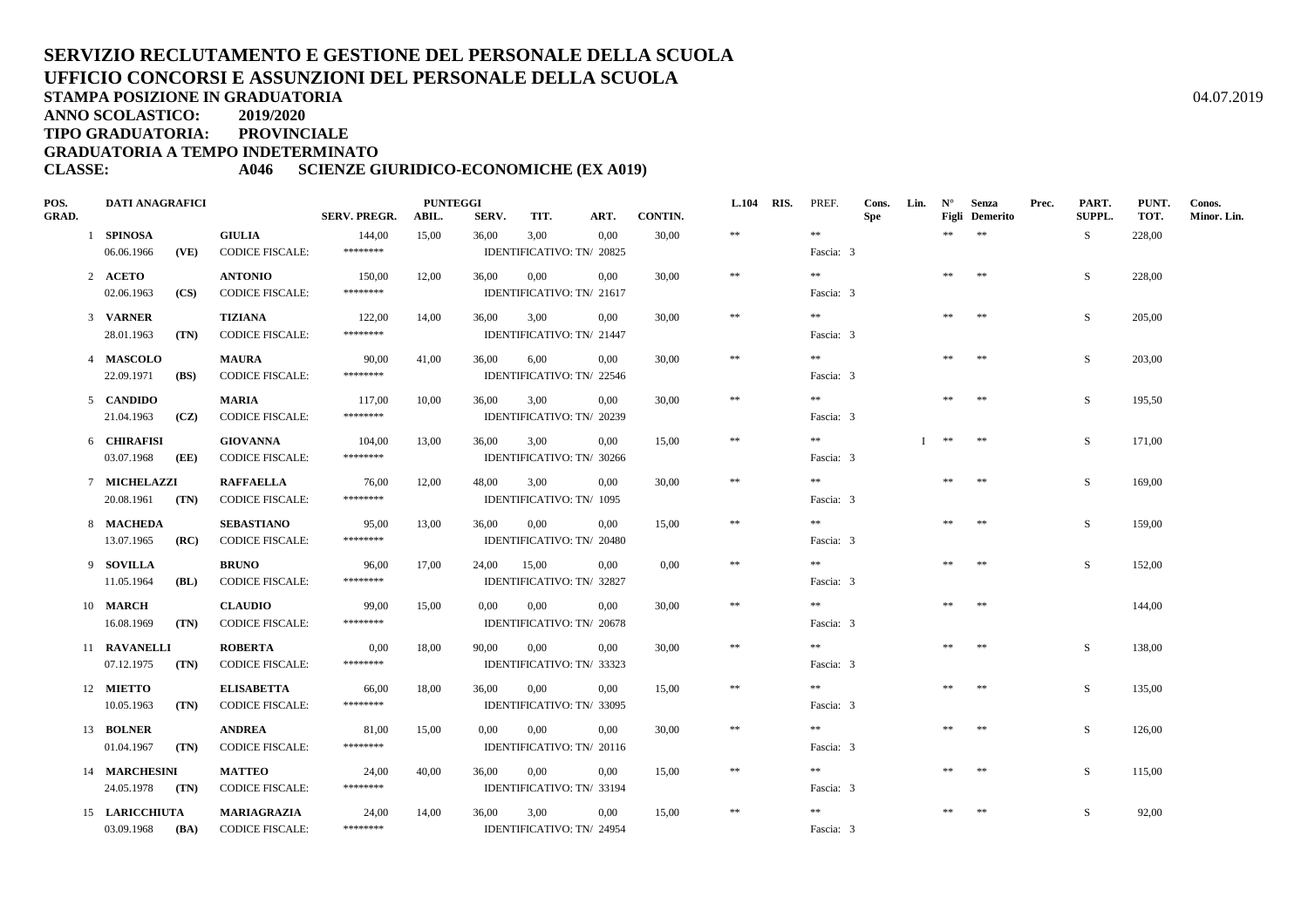# SERVIZIO RECLUTAMENTO E GESTIONE DEL PERSONALE DELLA SCUOLA
## UFFICIO CONCORSI E ASSUNZIONI DEL PERSONALE DELLA SCUOLA

**STAMPA POSIZIONE IN GRADUATORIA** 04.07.2019

**ANNO SCOLASTICO: 2019/2020**

**TIPO GRADUATORIA: PROVINCIALE**

**GRADUATORIA A TEMPO INDETERMINATO**

**CLASSE: A046 SCIENZE GIURIDICO-ECONOMICHE (EX A019)**

| POS. GRAD. | DATI ANAGRAFICI | | | SERV. PREGR. | PUNTEGGI ABIL. | SERV. | TIT. | ART. | CONTIN. | L.104 | RIS. | PREF. | Cons. Spe | Lin. | N° Figli | Senza Demerito | Prec. | PART. SUPPL. | PUNT. TOT. | Conos. Minor. Lin. |
|---|---|---|---|---|---|---|---|---|---|---|---|---|---|---|---|---|---|---|---|---|
| 1 | **SPINOSA** | | **GIULIA** | 144,00 | 15,00 | 36,00 | 3,00 | 0,00 | 30,00 | ** | | ** | | | ** | ** | | S | 228,00 | |
| | 06.06.1966 | **(VE)** | CODICE FISCALE: | ******** | | IDENTIFICATIVO: TN/ 20825 | | | | | | Fascia: 3 | | | | | | | | |
| 2 | **ACETO** | | **ANTONIO** | 150,00 | 12,00 | 36,00 | 0,00 | 0,00 | 30,00 | ** | | ** | | | ** | ** | | S | 228,00 | |
| | 02.06.1963 | **(CS)** | CODICE FISCALE: | ******** | | IDENTIFICATIVO: TN/ 21617 | | | | | | Fascia: 3 | | | | | | | | |
| 3 | **VARNER** | | **TIZIANA** | 122,00 | 14,00 | 36,00 | 3,00 | 0,00 | 30,00 | ** | | ** | | | ** | ** | | S | 205,00 | |
| | 28.01.1963 | **(TN)** | CODICE FISCALE: | ******** | | IDENTIFICATIVO: TN/ 21447 | | | | | | Fascia: 3 | | | | | | | | |
| 4 | **MASCOLO** | | **MAURA** | 90,00 | 41,00 | 36,00 | 6,00 | 0,00 | 30,00 | ** | | ** | | | ** | ** | | S | 203,00 | |
| | 22.09.1971 | **(BS)** | CODICE FISCALE: | ******** | | IDENTIFICATIVO: TN/ 22546 | | | | | | Fascia: 3 | | | | | | | | |
| 5 | **CANDIDO** | | **MARIA** | 117,00 | 10,00 | 36,00 | 3,00 | 0,00 | 30,00 | ** | | ** | | | ** | ** | | S | 195,50 | |
| | 21.04.1963 | **(CZ)** | CODICE FISCALE: | ******** | | IDENTIFICATIVO: TN/ 20239 | | | | | | Fascia: 3 | | | | | | | | |
| 6 | **CHIRAFISI** | | **GIOVANNA** | 104,00 | 13,00 | 36,00 | 3,00 | 0,00 | 15,00 | ** | | ** | | I | ** | ** | | S | 171,00 | |
| | 03.07.1968 | **(EE)** | CODICE FISCALE: | ******** | | IDENTIFICATIVO: TN/ 30266 | | | | | | Fascia: 3 | | | | | | | | |
| 7 | **MICHELAZZI** | | **RAFFAELLA** | 76,00 | 12,00 | 48,00 | 3,00 | 0,00 | 30,00 | ** | | ** | | | ** | ** | | S | 169,00 | |
| | 20.08.1961 | **(TN)** | CODICE FISCALE: | ******** | | IDENTIFICATIVO: TN/ 1095 | | | | | | Fascia: 3 | | | | | | | | |
| 8 | **MACHEDA** | | **SEBASTIANO** | 95,00 | 13,00 | 36,00 | 0,00 | 0,00 | 15,00 | ** | | ** | | | ** | ** | | S | 159,00 | |
| | 13.07.1965 | **(RC)** | CODICE FISCALE: | ******** | | IDENTIFICATIVO: TN/ 20480 | | | | | | Fascia: 3 | | | | | | | | |
| 9 | **SOVILLA** | | **BRUNO** | 96,00 | 17,00 | 24,00 | 15,00 | 0,00 | 0,00 | ** | | ** | | | ** | ** | | S | 152,00 | |
| | 11.05.1964 | **(BL)** | CODICE FISCALE: | ******** | | IDENTIFICATIVO: TN/ 32827 | | | | | | Fascia: 3 | | | | | | | | |
| 10 | **MARCH** | | **CLAUDIO** | 99,00 | 15,00 | 0,00 | 0,00 | 0,00 | 30,00 | ** | | ** | | | ** | ** | | | 144,00 | |
| | 16.08.1969 | **(TN)** | CODICE FISCALE: | ******** | | IDENTIFICATIVO: TN/ 20678 | | | | | | Fascia: 3 | | | | | | | | |
| 11 | **RAVANELLI** | | **ROBERTA** | 0,00 | 18,00 | 90,00 | 0,00 | 0,00 | 30,00 | ** | | ** | | | ** | ** | | S | 138,00 | |
| | 07.12.1975 | **(TN)** | CODICE FISCALE: | ******** | | IDENTIFICATIVO: TN/ 33323 | | | | | | Fascia: 3 | | | | | | | | |
| 12 | **MIETTO** | | **ELISABETTA** | 66,00 | 18,00 | 36,00 | 0,00 | 0,00 | 15,00 | ** | | ** | | | ** | ** | | S | 135,00 | |
| | 10.05.1963 | **(TN)** | CODICE FISCALE: | ******** | | IDENTIFICATIVO: TN/ 33095 | | | | | | Fascia: 3 | | | | | | | | |
| 13 | **BOLNER** | | **ANDREA** | 81,00 | 15,00 | 0,00 | 0,00 | 0,00 | 30,00 | ** | | ** | | | ** | ** | | S | 126,00 | |
| | 01.04.1967 | **(TN)** | CODICE FISCALE: | ******** | | IDENTIFICATIVO: TN/ 20116 | | | | | | Fascia: 3 | | | | | | | | |
| 14 | **MARCHESINI** | | **MATTEO** | 24,00 | 40,00 | 36,00 | 0,00 | 0,00 | 15,00 | ** | | ** | | | ** | ** | | S | 115,00 | |
| | 24.05.1978 | **(TN)** | CODICE FISCALE: | ******** | | IDENTIFICATIVO: TN/ 33194 | | | | | | Fascia: 3 | | | | | | | | |
| 15 | **LARICCHIUTA** | | **MARIAGRAZIA** | 24,00 | 14,00 | 36,00 | 3,00 | 0,00 | 15,00 | ** | | ** | | | ** | ** | | S | 92,00 | |
| | 03.09.1968 | **(BA)** | CODICE FISCALE: | ******** | | IDENTIFICATIVO: TN/ 24954 | | | | | | Fascia: 3 | | | | | | | | |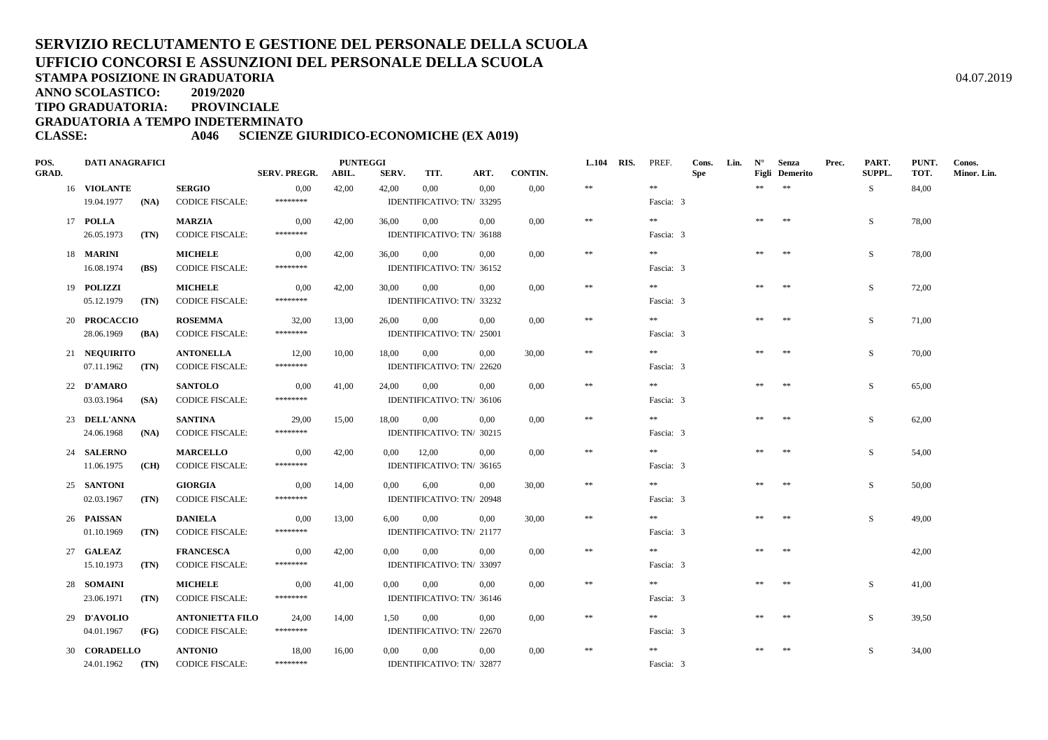# SERVIZIO RECLUTAMENTO E GESTIONE DEL PERSONALE DELLA SCUOLA
## UFFICIO CONCORSI E ASSUNZIONI DEL PERSONALE DELLA SCUOLA

**STAMPA POSIZIONE IN GRADUATORIA**

04.07.2019

**ANNO SCOLASTICO: 2019/2020**

**TIPO GRADUATORIA: PROVINCIALE**

**GRADUATORIA A TEMPO INDETERMINATO**

**CLASSE: A046 SCIENZE GIURIDICO-ECONOMICHE (EX A019)**

| POS. GRAD. | DATI ANAGRAFICI | | | SERV. PREGR. | PUNTEGGI ABIL. | SERV. | TIT. | ART. | CONTIN. | L.104 | RIS. | PREF. | Cons. Spe | Lin. | N° Figli | Senza Demerito | Prec. | PART. SUPPL. | PUNT. TOT. | Conos. Minor. Lin. |
|---|---|---|---|---|---|---|---|---|---|---|---|---|---|---|---|---|---|---|---|---|
| 16 | **VIOLANTE** | | **SERGIO** | 0,00 | 42,00 | 42,00 | 0,00 | 0,00 | 0,00 | ** | | ** | | | ** | ** | | S | 84,00 | |
| | 19.04.1977 | **(NA)** | CODICE FISCALE: | ******** | | IDENTIFICATIVO: TN/ 33295 | | | | | | Fascia: 3 | | | | | | | | |
| 17 | **POLLA** | | **MARZIA** | 0,00 | 42,00 | 36,00 | 0,00 | 0,00 | 0,00 | ** | | ** | | | ** | ** | | S | 78,00 | |
| | 26.05.1973 | **(TN)** | CODICE FISCALE: | ******** | | IDENTIFICATIVO: TN/ 36188 | | | | | | Fascia: 3 | | | | | | | | |
| 18 | **MARINI** | | **MICHELE** | 0,00 | 42,00 | 36,00 | 0,00 | 0,00 | 0,00 | ** | | ** | | | ** | ** | | S | 78,00 | |
| | 16.08.1974 | **(BS)** | CODICE FISCALE: | ******** | | IDENTIFICATIVO: TN/ 36152 | | | | | | Fascia: 3 | | | | | | | | |
| 19 | **POLIZZI** | | **MICHELE** | 0,00 | 42,00 | 30,00 | 0,00 | 0,00 | 0,00 | ** | | ** | | | ** | ** | | S | 72,00 | |
| | 05.12.1979 | **(TN)** | CODICE FISCALE: | ******** | | IDENTIFICATIVO: TN/ 33232 | | | | | | Fascia: 3 | | | | | | | | |
| 20 | **PROCACCIO** | | **ROSEMMA** | 32,00 | 13,00 | 26,00 | 0,00 | 0,00 | 0,00 | ** | | ** | | | ** | ** | | S | 71,00 | |
| | 28.06.1969 | **(BA)** | CODICE FISCALE: | ******** | | IDENTIFICATIVO: TN/ 25001 | | | | | | Fascia: 3 | | | | | | | | |
| 21 | **NEQUIRITO** | | **ANTONELLA** | 12,00 | 10,00 | 18,00 | 0,00 | 0,00 | 30,00 | ** | | ** | | | ** | ** | | S | 70,00 | |
| | 07.11.1962 | **(TN)** | CODICE FISCALE: | ******** | | IDENTIFICATIVO: TN/ 22620 | | | | | | Fascia: 3 | | | | | | | | |
| 22 | **D'AMARO** | | **SANTOLO** | 0,00 | 41,00 | 24,00 | 0,00 | 0,00 | 0,00 | ** | | ** | | | ** | ** | | S | 65,00 | |
| | 03.03.1964 | **(SA)** | CODICE FISCALE: | ******** | | IDENTIFICATIVO: TN/ 36106 | | | | | | Fascia: 3 | | | | | | | | |
| 23 | **DELL'ANNA** | | **SANTINA** | 29,00 | 15,00 | 18,00 | 0,00 | 0,00 | 0,00 | ** | | ** | | | ** | ** | | S | 62,00 | |
| | 24.06.1968 | **(NA)** | CODICE FISCALE: | ******** | | IDENTIFICATIVO: TN/ 30215 | | | | | | Fascia: 3 | | | | | | | | |
| 24 | **SALERNO** | | **MARCELLO** | 0,00 | 42,00 | 0,00 | 12,00 | 0,00 | 0,00 | ** | | ** | | | ** | ** | | S | 54,00 | |
| | 11.06.1975 | **(CH)** | CODICE FISCALE: | ******** | | IDENTIFICATIVO: TN/ 36165 | | | | | | Fascia: 3 | | | | | | | | |
| 25 | **SANTONI** | | **GIORGIA** | 0,00 | 14,00 | 0,00 | 6,00 | 0,00 | 30,00 | ** | | ** | | | ** | ** | | S | 50,00 | |
| | 02.03.1967 | **(TN)** | CODICE FISCALE: | ******** | | IDENTIFICATIVO: TN/ 20948 | | | | | | Fascia: 3 | | | | | | | | |
| 26 | **PAISSAN** | | **DANIELA** | 0,00 | 13,00 | 6,00 | 0,00 | 0,00 | 30,00 | ** | | ** | | | ** | ** | | S | 49,00 | |
| | 01.10.1969 | **(TN)** | CODICE FISCALE: | ******** | | IDENTIFICATIVO: TN/ 21177 | | | | | | Fascia: 3 | | | | | | | | |
| 27 | **GALEAZ** | | **FRANCESCA** | 0,00 | 42,00 | 0,00 | 0,00 | 0,00 | 0,00 | ** | | ** | | | ** | ** | | | 42,00 | |
| | 15.10.1973 | **(TN)** | CODICE FISCALE: | ******** | | IDENTIFICATIVO: TN/ 33097 | | | | | | Fascia: 3 | | | | | | | | |
| 28 | **SOMAINI** | | **MICHELE** | 0,00 | 41,00 | 0,00 | 0,00 | 0,00 | 0,00 | ** | | ** | | | ** | ** | | S | 41,00 | |
| | 23.06.1971 | **(TN)** | CODICE FISCALE: | ******** | | IDENTIFICATIVO: TN/ 36146 | | | | | | Fascia: 3 | | | | | | | | |
| 29 | **D'AVOLIO** | | **ANTONIETTA FILO** | 24,00 | 14,00 | 1,50 | 0,00 | 0,00 | 0,00 | ** | | ** | | | ** | ** | | S | 39,50 | |
| | 04.01.1967 | **(FG)** | CODICE FISCALE: | ******** | | IDENTIFICATIVO: TN/ 22670 | | | | | | Fascia: 3 | | | | | | | | |
| 30 | **CORADELLO** | | **ANTONIO** | 18,00 | 16,00 | 0,00 | 0,00 | 0,00 | 0,00 | ** | | ** | | | ** | ** | | S | 34,00 | |
| | 24.01.1962 | **(TN)** | CODICE FISCALE: | ******** | | IDENTIFICATIVO: TN/ 32877 | | | | | | Fascia: 3 | | | | | | | | |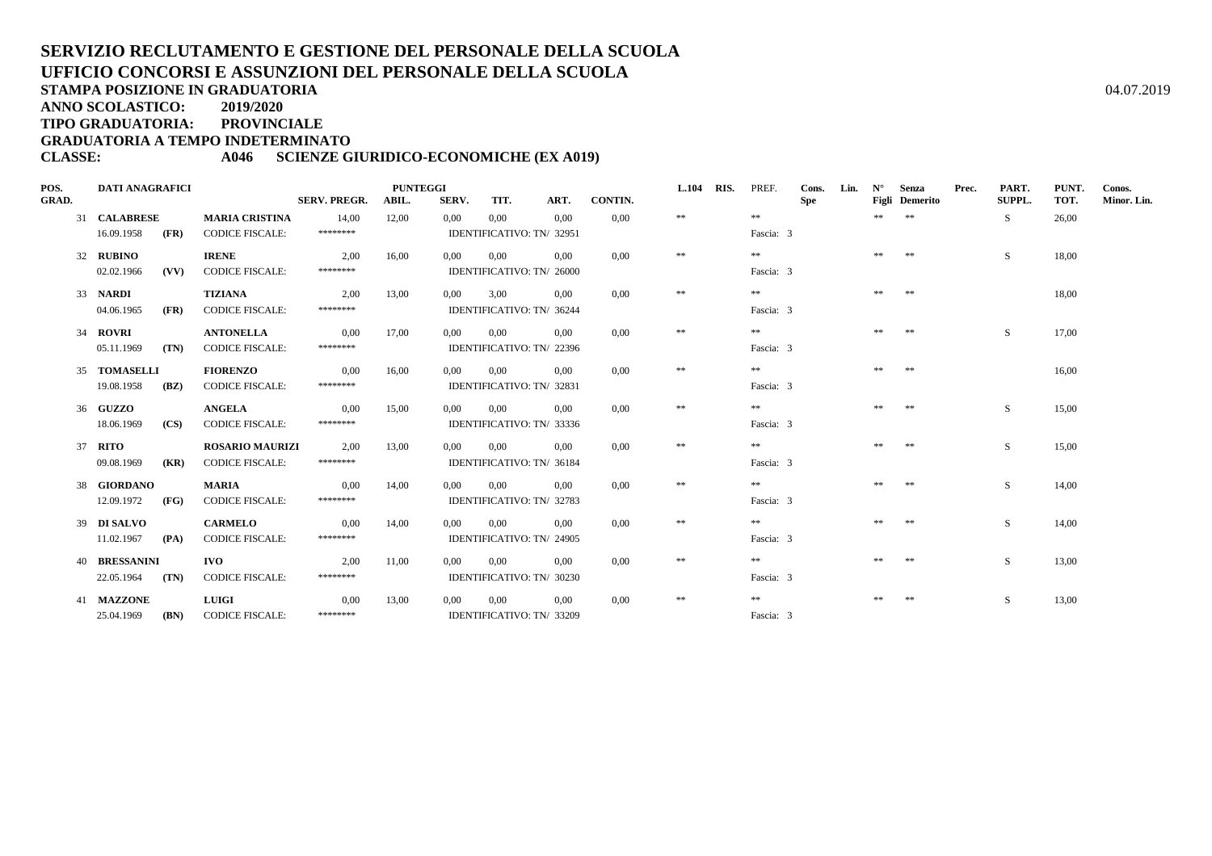# SERVIZIO RECLUTAMENTO E GESTIONE DEL PERSONALE DELLA SCUOLA
## UFFICIO CONCORSI E ASSUNZIONI DEL PERSONALE DELLA SCUOLA

**STAMPA POSIZIONE IN GRADUATORIA** 04.07.2019

**ANNO SCOLASTICO: 2019/2020**

**TIPO GRADUATORIA: PROVINCIALE**

**GRADUATORIA A TEMPO INDETERMINATO**

**CLASSE: A046 SCIENZE GIURIDICO-ECONOMICHE (EX A019)**

| POS. GRAD. | DATI ANAGRAFICI | | | SERV. PREGR. | PUNTEGGI ABIL. | SERV. | TIT. | ART. | CONTIN. | L.104 | RIS. | PREF. | Cons. Spe | Lin. | N° Figli | Senza Demerito | Prec. | PART. SUPPL. | PUNT. TOT. | Conos. Minor. Lin. |
|---|---|---|---|---|---|---|---|---|---|---|---|---|---|---|---|---|---|---|---|---|
| 31 | **CALABRESE** | | **MARIA CRISTINA** | 14,00 | 12,00 | 0,00 | 0,00 | 0,00 | 0,00 | ** | | ** | | | ** | ** | | S | 26,00 | |
| | 16.09.1958 | **(FR)** | CODICE FISCALE: | ******** | | IDENTIFICATIVO: TN/ 32951 | | | | | | Fascia: 3 | | | | | | | | |
| 32 | **RUBINO** | | **IRENE** | 2,00 | 16,00 | 0,00 | 0,00 | 0,00 | 0,00 | ** | | ** | | | ** | ** | | S | 18,00 | |
| | 02.02.1966 | **(VV)** | CODICE FISCALE: | ******** | | IDENTIFICATIVO: TN/ 26000 | | | | | | Fascia: 3 | | | | | | | | |
| 33 | **NARDI** | | **TIZIANA** | 2,00 | 13,00 | 0,00 | 3,00 | 0,00 | 0,00 | ** | | ** | | | ** | ** | | | 18,00 | |
| | 04.06.1965 | **(FR)** | CODICE FISCALE: | ******** | | IDENTIFICATIVO: TN/ 36244 | | | | | | Fascia: 3 | | | | | | | | |
| 34 | **ROVRI** | | **ANTONELLA** | 0,00 | 17,00 | 0,00 | 0,00 | 0,00 | 0,00 | ** | | ** | | | ** | ** | | S | 17,00 | |
| | 05.11.1969 | **(TN)** | CODICE FISCALE: | ******** | | IDENTIFICATIVO: TN/ 22396 | | | | | | Fascia: 3 | | | | | | | | |
| 35 | **TOMASELLI** | | **FIORENZO** | 0,00 | 16,00 | 0,00 | 0,00 | 0,00 | 0,00 | ** | | ** | | | ** | ** | | | 16,00 | |
| | 19.08.1958 | **(BZ)** | CODICE FISCALE: | ******** | | IDENTIFICATIVO: TN/ 32831 | | | | | | Fascia: 3 | | | | | | | | |
| 36 | **GUZZO** | | **ANGELA** | 0,00 | 15,00 | 0,00 | 0,00 | 0,00 | 0,00 | ** | | ** | | | ** | ** | | S | 15,00 | |
| | 18.06.1969 | **(CS)** | CODICE FISCALE: | ******** | | IDENTIFICATIVO: TN/ 33336 | | | | | | Fascia: 3 | | | | | | | | |
| 37 | **RITO** | | **ROSARIO MAURIZI** | 2,00 | 13,00 | 0,00 | 0,00 | 0,00 | 0,00 | ** | | ** | | | ** | ** | | S | 15,00 | |
| | 09.08.1969 | **(KR)** | CODICE FISCALE: | ******** | | IDENTIFICATIVO: TN/ 36184 | | | | | | Fascia: 3 | | | | | | | | |
| 38 | **GIORDANO** | | **MARIA** | 0,00 | 14,00 | 0,00 | 0,00 | 0,00 | 0,00 | ** | | ** | | | ** | ** | | S | 14,00 | |
| | 12.09.1972 | **(FG)** | CODICE FISCALE: | ******** | | IDENTIFICATIVO: TN/ 32783 | | | | | | Fascia: 3 | | | | | | | | |
| 39 | **DI SALVO** | | **CARMELO** | 0,00 | 14,00 | 0,00 | 0,00 | 0,00 | 0,00 | ** | | ** | | | ** | ** | | S | 14,00 | |
| | 11.02.1967 | **(PA)** | CODICE FISCALE: | ******** | | IDENTIFICATIVO: TN/ 24905 | | | | | | Fascia: 3 | | | | | | | | |
| 40 | **BRESSANINI** | | **IVO** | 2,00 | 11,00 | 0,00 | 0,00 | 0,00 | 0,00 | ** | | ** | | | ** | ** | | S | 13,00 | |
| | 22.05.1964 | **(TN)** | CODICE FISCALE: | ******** | | IDENTIFICATIVO: TN/ 30230 | | | | | | Fascia: 3 | | | | | | | | |
| 41 | **MAZZONE** | | **LUIGI** | 0,00 | 13,00 | 0,00 | 0,00 | 0,00 | 0,00 | ** | | ** | | | ** | ** | | S | 13,00 | |
| | 25.04.1969 | **(BN)** | CODICE FISCALE: | ******** | | IDENTIFICATIVO: TN/ 33209 | | | | | | Fascia: 3 | | | | | | | | |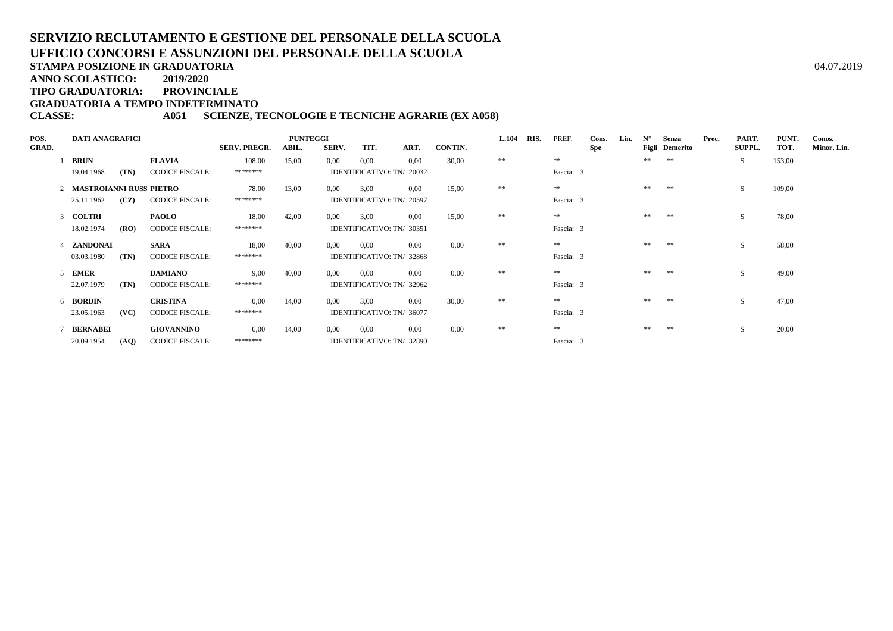**SERVIZIO RECLUTAMENTO E GESTIONE DEL PERSONALE DELLA SCUOLA**
**UFFICIO CONCORSI E ASSUNZIONI DEL PERSONALE DELLA SCUOLA**
**STAMPA POSIZIONE IN GRADUATORIA** 04.07.2019
**ANNO SCOLASTICO: 2019/2020**
**TIPO GRADUATORIA: PROVINCIALE**
**GRADUATORIA A TEMPO INDETERMINATO**
**CLASSE: A051 SCIENZE, TECNOLOGIE E TECNICHE AGRARIE (EX A058)**

| POS. GRAD. | DATI ANAGRAFICI | | | SERV. PREGR. | PUNTEGGI ABIL. | SERV. | TIT. | ART. | CONTIN. | L.104 | RIS. | PREF. | Cons. Spe | Lin. | N° Figli | Senza Demerito | Prec. | PART. SUPPL. | PUNT. TOT. | Conos. Minor. Lin. |
|---|---|---|---|---|---|---|---|---|---|---|---|---|---|---|---|---|---|---|---|---|
| 1 | **BRUN** | | **FLAVIA** | 108,00 | 15,00 | 0,00 | 0,00 | 0,00 | 30,00 | ** | | ** | | | ** | ** | | S | 153,00 | |
| | 19.04.1968 | **(TN)** | CODICE FISCALE: | ******** | | IDENTIFICATIVO: TN/ 20032 | | | | | | Fascia: 3 | | | | | | | | |
| 2 | **MASTROIANNI RUSS PIETRO** | | | 78,00 | 13,00 | 0,00 | 3,00 | 0,00 | 15,00 | ** | | ** | | | ** | ** | | S | 109,00 | |
| | 25.11.1962 | **(CZ)** | CODICE FISCALE: | ******** | | IDENTIFICATIVO: TN/ 20597 | | | | | | Fascia: 3 | | | | | | | | |
| 3 | **COLTRI** | | **PAOLO** | 18,00 | 42,00 | 0,00 | 3,00 | 0,00 | 15,00 | ** | | ** | | | ** | ** | | S | 78,00 | |
| | 18.02.1974 | **(RO)** | CODICE FISCALE: | ******** | | IDENTIFICATIVO: TN/ 30351 | | | | | | Fascia: 3 | | | | | | | | |
| 4 | **ZANDONAI** | | **SARA** | 18,00 | 40,00 | 0,00 | 0,00 | 0,00 | 0,00 | ** | | ** | | | ** | ** | | S | 58,00 | |
| | 03.03.1980 | **(TN)** | CODICE FISCALE: | ******** | | IDENTIFICATIVO: TN/ 32868 | | | | | | Fascia: 3 | | | | | | | | |
| 5 | **EMER** | | **DAMIANO** | 9,00 | 40,00 | 0,00 | 0,00 | 0,00 | 0,00 | ** | | ** | | | ** | ** | | S | 49,00 | |
| | 22.07.1979 | **(TN)** | CODICE FISCALE: | ******** | | IDENTIFICATIVO: TN/ 32962 | | | | | | Fascia: 3 | | | | | | | | |
| 6 | **BORDIN** | | **CRISTINA** | 0,00 | 14,00 | 0,00 | 3,00 | 0,00 | 30,00 | ** | | ** | | | ** | ** | | S | 47,00 | |
| | 23.05.1963 | **(VC)** | CODICE FISCALE: | ******** | | IDENTIFICATIVO: TN/ 36077 | | | | | | Fascia: 3 | | | | | | | | |
| 7 | **BERNABEI** | | **GIOVANNINO** | 6,00 | 14,00 | 0,00 | 0,00 | 0,00 | 0,00 | ** | | ** | | | ** | ** | | S | 20,00 | |
| | 20.09.1954 | **(AQ)** | CODICE FISCALE: | ******** | | IDENTIFICATIVO: TN/ 32890 | | | | | | Fascia: 3 | | | | | | | | |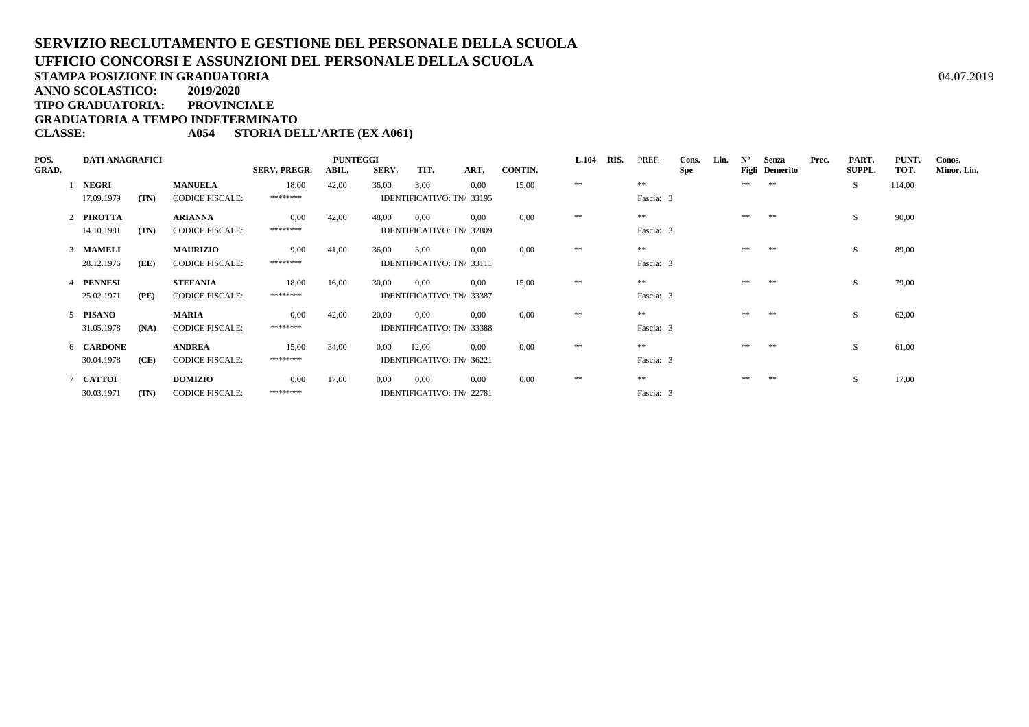# SERVIZIO RECLUTAMENTO E GESTIONE DEL PERSONALE DELLA SCUOLA
# UFFICIO CONCORSI E ASSUNZIONI DEL PERSONALE DELLA SCUOLA

**STAMPA POSIZIONE IN GRADUATORIA** 04.07.2019

**ANNO SCOLASTICO: 2019/2020**

**TIPO GRADUATORIA: PROVINCIALE**

**GRADUATORIA A TEMPO INDETERMINATO**

**CLASSE: A054 STORIA DELL'ARTE (EX A061)**

| POS. GRAD. | DATI ANAGRAFICI | | | SERV. PREGR. | PUNTEGGI ABIL. | SERV. | TIT. | ART. | CONTIN. | L.104 | RIS. | PREF. | Cons. Spe | Lin. | N° Figli | Senza Demerito | Prec. | PART. SUPPL. | PUNT. TOT. | Conos. Minor. Lin. |
|---|---|---|---|---|---|---|---|---|---|---|---|---|---|---|---|---|---|---|---|---|
| 1 | NEGRI | | MANUELA | 18,00 | 42,00 | 36,00 | 3,00 | 0,00 | 15,00 | ** | | ** | | | ** | ** | | S | 114,00 | |
| | 17.09.1979 | (TN) | CODICE FISCALE: | ******** | | IDENTIFICATIVO: TN/ 33195 | | | | | | Fascia: 3 | | | | | | | | |
| 2 | PIROTTA | | ARIANNA | 0,00 | 42,00 | 48,00 | 0,00 | 0,00 | 0,00 | ** | | ** | | | ** | ** | | S | 90,00 | |
| | 14.10.1981 | (TN) | CODICE FISCALE: | ******** | | IDENTIFICATIVO: TN/ 32809 | | | | | | Fascia: 3 | | | | | | | | |
| 3 | MAMELI | | MAURIZIO | 9,00 | 41,00 | 36,00 | 3,00 | 0,00 | 0,00 | ** | | ** | | | ** | ** | | S | 89,00 | |
| | 28.12.1976 | (EE) | CODICE FISCALE: | ******** | | IDENTIFICATIVO: TN/ 33111 | | | | | | Fascia: 3 | | | | | | | | |
| 4 | PENNESI | | STEFANIA | 18,00 | 16,00 | 30,00 | 0,00 | 0,00 | 15,00 | ** | | ** | | | ** | ** | | S | 79,00 | |
| | 25.02.1971 | (PE) | CODICE FISCALE: | ******** | | IDENTIFICATIVO: TN/ 33387 | | | | | | Fascia: 3 | | | | | | | | |
| 5 | PISANO | | MARIA | 0,00 | 42,00 | 20,00 | 0,00 | 0,00 | 0,00 | ** | | ** | | | ** | ** | | S | 62,00 | |
| | 31.05.1978 | (NA) | CODICE FISCALE: | ******** | | IDENTIFICATIVO: TN/ 33388 | | | | | | Fascia: 3 | | | | | | | | |
| 6 | CARDONE | | ANDREA | 15,00 | 34,00 | 0,00 | 12,00 | 0,00 | 0,00 | ** | | ** | | | ** | ** | | S | 61,00 | |
| | 30.04.1978 | (CE) | CODICE FISCALE: | ******** | | IDENTIFICATIVO: TN/ 36221 | | | | | | Fascia: 3 | | | | | | | | |
| 7 | CATTOI | | DOMIZIO | 0,00 | 17,00 | 0,00 | 0,00 | 0,00 | 0,00 | ** | | ** | | | ** | ** | | S | 17,00 | |
| | 30.03.1971 | (TN) | CODICE FISCALE: | ******** | | IDENTIFICATIVO: TN/ 22781 | | | | | | Fascia: 3 | | | | | | | | |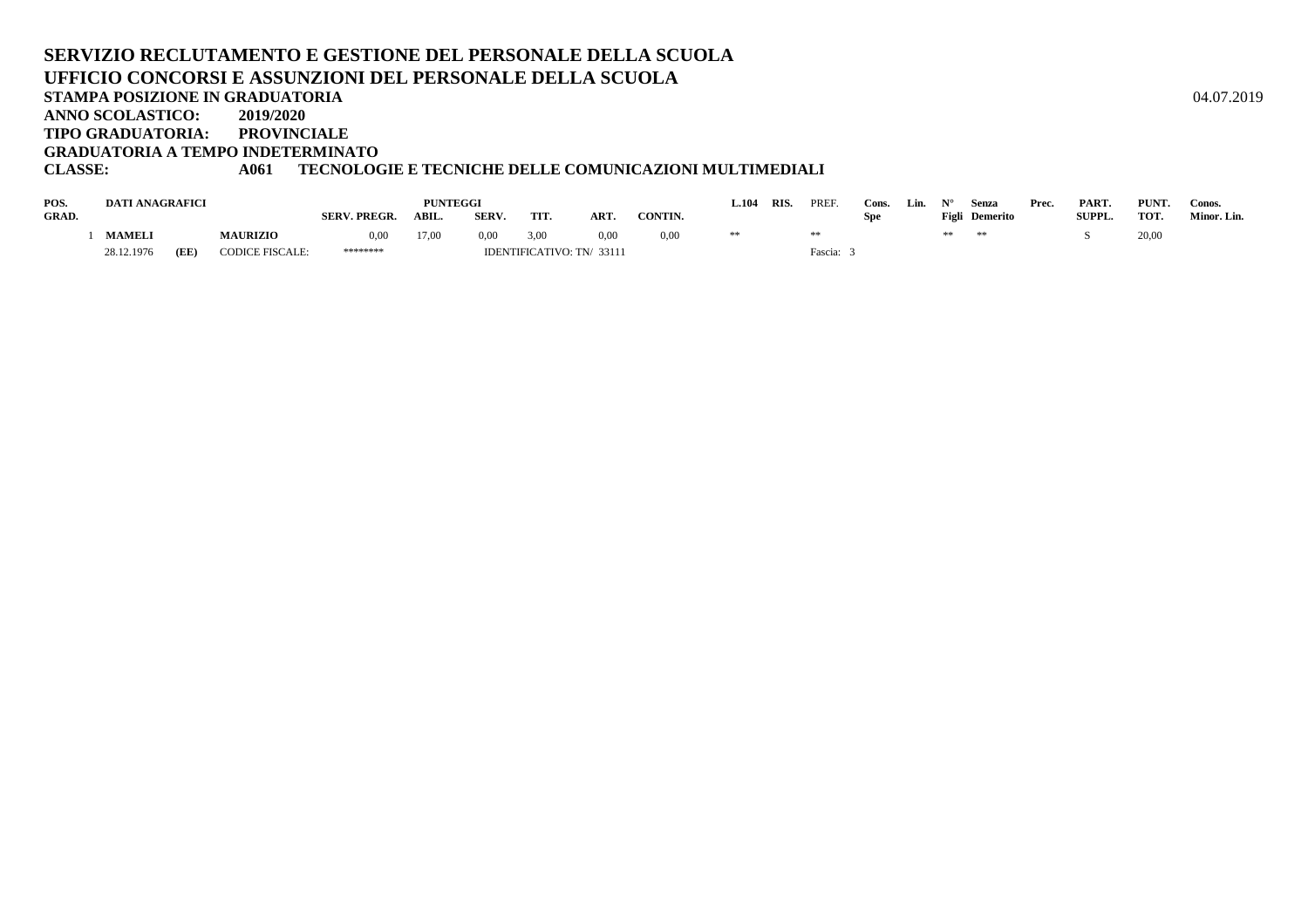# SERVIZIO RECLUTAMENTO E GESTIONE DEL PERSONALE DELLA SCUOLA

# UFFICIO CONCORSI E ASSUNZIONI DEL PERSONALE DELLA SCUOLA

**STAMPA POSIZIONE IN GRADUATORIA** 04.07.2019

**ANNO SCOLASTICO: 2019/2020**

**TIPO GRADUATORIA: PROVINCIALE**

**GRADUATORIA A TEMPO INDETERMINATO**

**CLASSE: A061 TECNOLOGIE E TECNICHE DELLE COMUNICAZIONI MULTIMEDIALI**

| POS. GRAD. | DATI ANAGRAFICI | | | PUNTEGGI SERV. PREGR. | ABIL. | SERV. | TIT. | ART. | CONTIN. | L.104 | RIS. | PREF. | Cons. Spe | Lin. | N° Figli | Senza Demerito | Prec. | PART. SUPPL. | PUNT. TOT. | Conos. Minor. Lin. |
|---|---|---|---|---|---|---|---|---|---|---|---|---|---|---|---|---|---|---|---|---|
| 1 | **MAMELI** | | **MAURIZIO** | 0,00 | 17,00 | 0,00 | 3,00 | 0,00 | 0,00 | ** | | ** | | | ** | ** | | S | 20,00 | |
| | 28.12.1976 | **(EE)** | CODICE FISCALE: | ******** | | IDENTIFICATIVO: TN/ 33111 | | | | | | Fascia: 3 | | | | | | | | |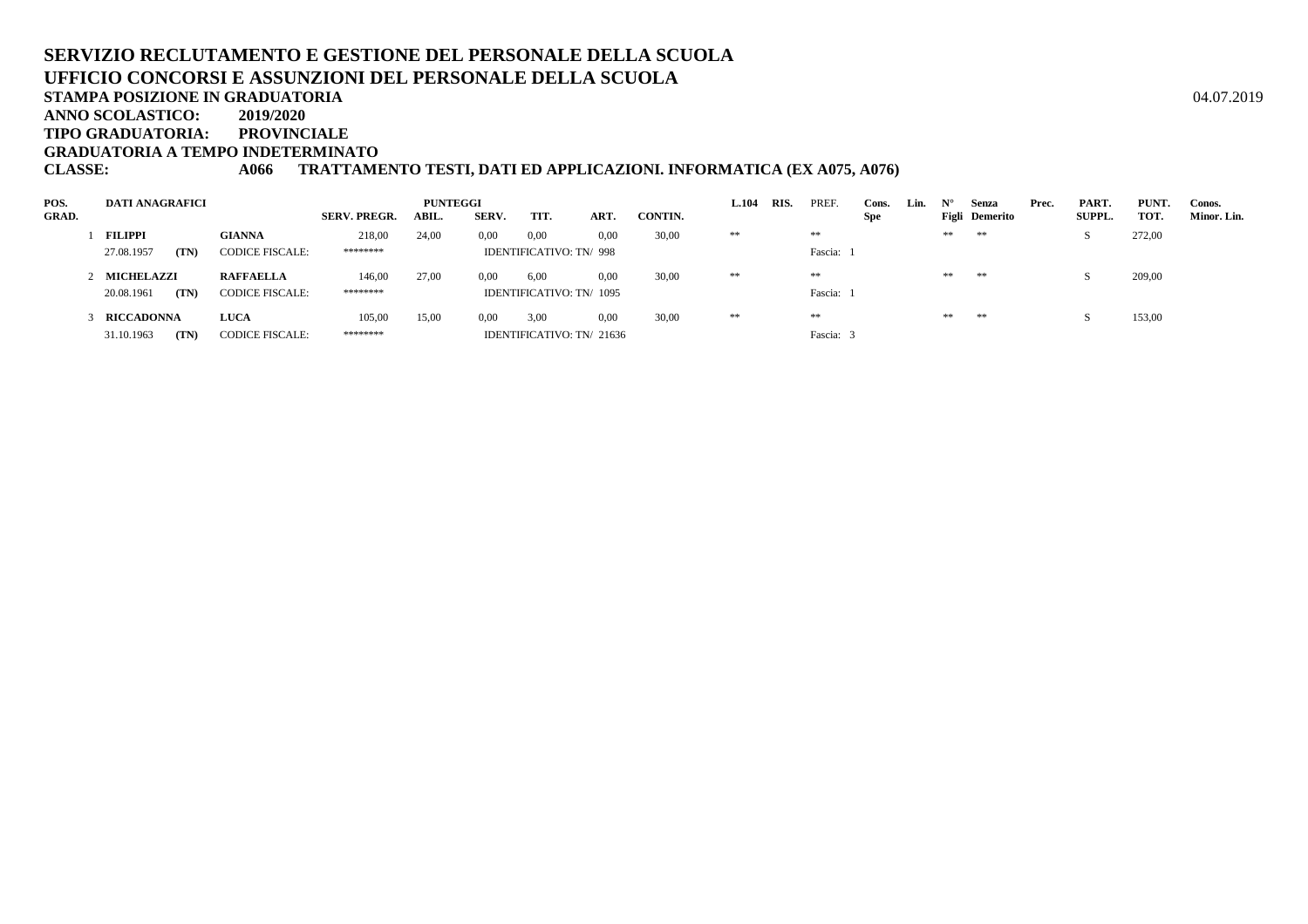# SERVIZIO RECLUTAMENTO E GESTIONE DEL PERSONALE DELLA SCUOLA

## UFFICIO CONCORSI E ASSUNZIONI DEL PERSONALE DELLA SCUOLA

**STAMPA POSIZIONE IN GRADUATORIA** 04.07.2019

**ANNO SCOLASTICO:** 2019/2020

**TIPO GRADUATORIA:** PROVINCIALE

**GRADUATORIA A TEMPO INDETERMINATO**

**CLASSE:** A066 TRATTAMENTO TESTI, DATI ED APPLICAZIONI. INFORMATICA (EX A075, A076)

| POS. GRAD. | DATI ANAGRAFICI | | | SERV. PREGR. | PUNTEGGI ABIL. | SERV. | TIT. | ART. | CONTIN. | L.104 | RIS. | PREF. | Cons. Spe | Lin. | N° Figli | Senza Demerito | Prec. | PART. SUPPL. | PUNT. TOT. | Conos. Minor. Lin. |
|---|---|---|---|---|---|---|---|---|---|---|---|---|---|---|---|---|---|---|---|---|
| 1 | FILIPPI | | GIANNA | 218,00 | 24,00 | 0,00 | 0,00 | 0,00 | 30,00 | ** | | ** | | | ** | ** | | S | 272,00 | |
| | 27.08.1957 | (TN) | CODICE FISCALE: | ******** | | IDENTIFICATIVO: TN/ 998 | | | | | | Fascia: 1 | | | | | | | | |
| 2 | MICHELAZZI | | RAFFAELLA | 146,00 | 27,00 | 0,00 | 6,00 | 0,00 | 30,00 | ** | | ** | | | ** | ** | | S | 209,00 | |
| | 20.08.1961 | (TN) | CODICE FISCALE: | ******** | | IDENTIFICATIVO: TN/ 1095 | | | | | | Fascia: 1 | | | | | | | | |
| 3 | RICCADONNA | | LUCA | 105,00 | 15,00 | 0,00 | 3,00 | 0,00 | 30,00 | ** | | ** | | | ** | ** | | S | 153,00 | |
| | 31.10.1963 | (TN) | CODICE FISCALE: | ******** | | IDENTIFICATIVO: TN/ 21636 | | | | | | Fascia: 3 | | | | | | | | |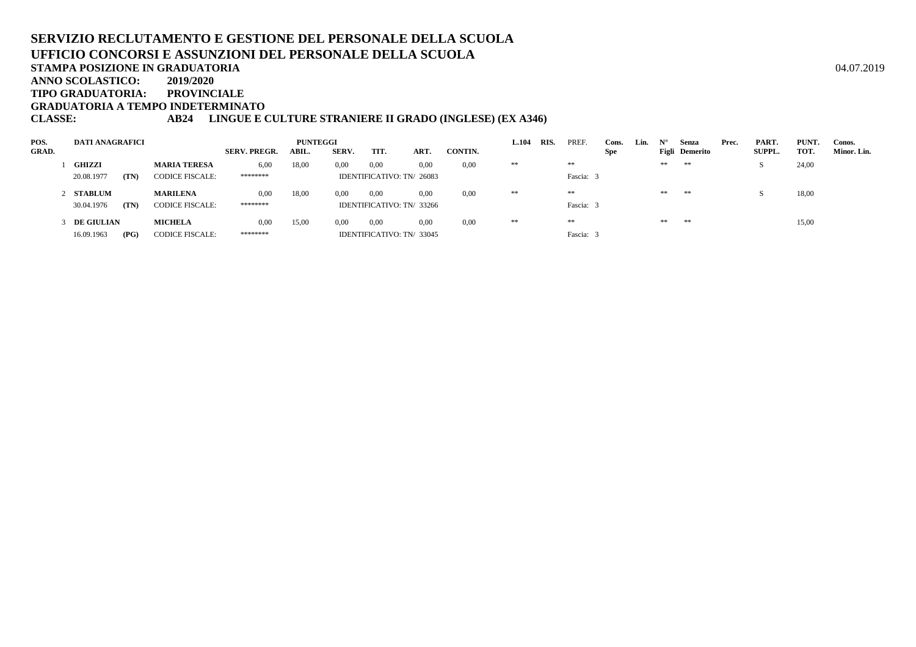**SERVIZIO RECLUTAMENTO E GESTIONE DEL PERSONALE DELLA SCUOLA**
**UFFICIO CONCORSI E ASSUNZIONI DEL PERSONALE DELLA SCUOLA**
**STAMPA POSIZIONE IN GRADUATORIA** 04.07.2019
**ANNO SCOLASTICO: 2019/2020**
**TIPO GRADUATORIA: PROVINCIALE**
**GRADUATORIA A TEMPO INDETERMINATO**
**CLASSE: AB24 LINGUE E CULTURE STRANIERE II GRADO (INGLESE) (EX A346)**

| POS. GRAD. | DATI ANAGRAFICI | | | SERV. PREGR. | PUNTEGGI ABIL. | SERV. | TIT. | ART. | CONTIN. | L.104 | RIS. | PREF. | Cons. Spe | Lin. | N° Figli | Senza Demerito | Prec. | PART. SUPPL. | PUNT. TOT. | Conos. Minor. Lin. |
|---|---|---|---|---|---|---|---|---|---|---|---|---|---|---|---|---|---|---|---|---|
| 1 | **GHIZZI** | | **MARIA TERESA** | 6,00 | 18,00 | 0,00 | 0,00 | 0,00 | 0,00 | ** | | ** | | | ** | ** | | S | 24,00 | |
| | 20.08.1977 | **(TN)** | CODICE FISCALE: | ******** | | IDENTIFICATIVO: TN/ 26083 | | | | | | Fascia: 3 | | | | | | | | |
| 2 | **STABLUM** | | **MARILENA** | 0,00 | 18,00 | 0,00 | 0,00 | 0,00 | 0,00 | ** | | ** | | | ** | ** | | S | 18,00 | |
| | 30.04.1976 | **(TN)** | CODICE FISCALE: | ******** | | IDENTIFICATIVO: TN/ 33266 | | | | | | Fascia: 3 | | | | | | | | |
| 3 | **DE GIULIAN** | | **MICHELA** | 0,00 | 15,00 | 0,00 | 0,00 | 0,00 | 0,00 | ** | | ** | | | ** | ** | | | 15,00 | |
| | 16.09.1963 | **(PG)** | CODICE FISCALE: | ******** | | IDENTIFICATIVO: TN/ 33045 | | | | | | Fascia: 3 | | | | | | | | |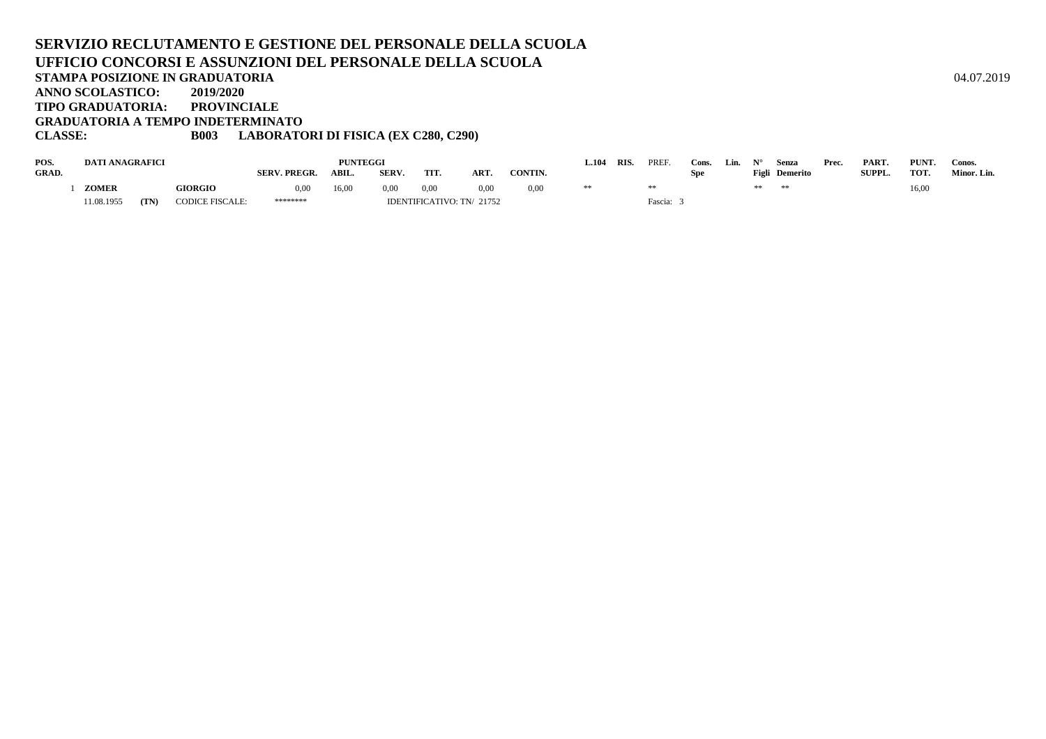# SERVIZIO RECLUTAMENTO E GESTIONE DEL PERSONALE DELLA SCUOLA

# UFFICIO CONCORSI E ASSUNZIONI DEL PERSONALE DELLA SCUOLA

**STAMPA POSIZIONE IN GRADUATORIA** 04.07.2019

**ANNO SCOLASTICO: 2019/2020**

**TIPO GRADUATORIA: PROVINCIALE**

**GRADUATORIA A TEMPO INDETERMINATO**

**CLASSE: B003 LABORATORI DI FISICA (EX C280, C290)**

| POS. GRAD. | DATI ANAGRAFICI | | | SERV. PREGR. | PUNTEGGI ABIL. | SERV. | TIT. | ART. | CONTIN. | L.104 | RIS. | PREF. | Cons. Spe | Lin. | N° Figli | Senza Demerito | Prec. | PART. SUPPL. | PUNT. TOT. | Conos. Minor. Lin. |
|---|---|---|---|---|---|---|---|---|---|---|---|---|---|---|---|---|---|---|---|---|
| 1 | **ZOMER** | | **GIORGIO** | 0,00 | 16,00 | 0,00 | 0,00 | 0,00 | 0,00 | ** | | ** | | | ** | ** | | | 16,00 | |
| | 11.08.1955 | **(TN)** | CODICE FISCALE: | ******** | | IDENTIFICATIVO: TN/ 21752 | | | | | | Fascia: 3 | | | | | | | | |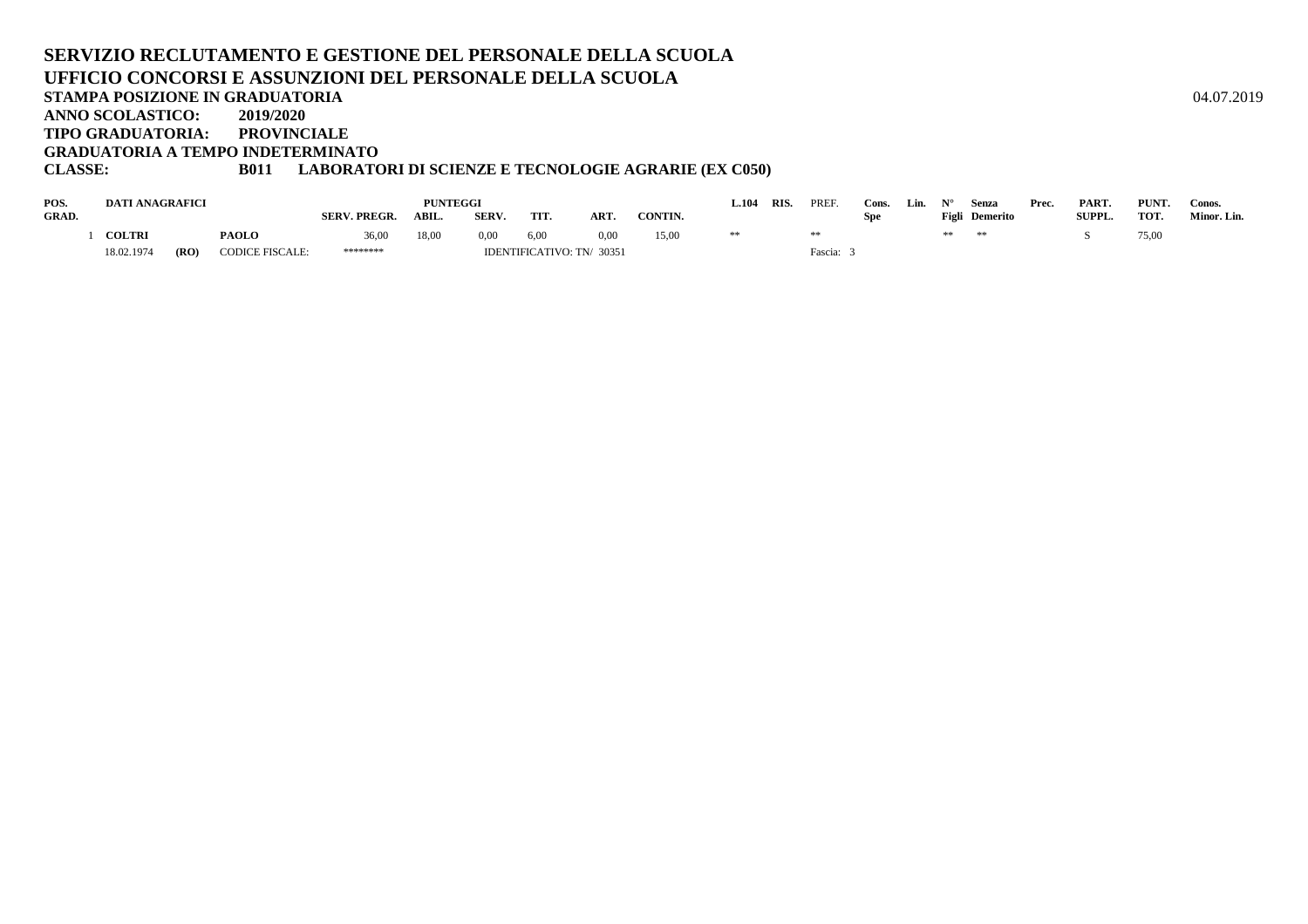**SERVIZIO RECLUTAMENTO E GESTIONE DEL PERSONALE DELLA SCUOLA**
**UFFICIO CONCORSI E ASSUNZIONI DEL PERSONALE DELLA SCUOLA**
**STAMPA POSIZIONE IN GRADUATORIA** 04.07.2019
**ANNO SCOLASTICO: 2019/2020**
**TIPO GRADUATORIA: PROVINCIALE**
**GRADUATORIA A TEMPO INDETERMINATO**
**CLASSE: B011 LABORATORI DI SCIENZE E TECNOLOGIE AGRARIE (EX C050)**

| POS. GRAD. | DATI ANAGRAFICI | | | SERV. PREGR. | PUNTEGGI ABIL. | SERV. | TIT. | ART. | CONTIN. | L.104 | RIS. | PREF. | Cons. Spe | Lin. | N° Figli | Senza Demerito | Prec. | PART. SUPPL. | PUNT. TOT. | Conos. Minor. Lin. |
|---|---|---|---|---|---|---|---|---|---|---|---|---|---|---|---|---|---|---|---|---|
| 1 | COLTRI | | PAOLO | 36,00 | 18,00 | 0,00 | 6,00 | 0,00 | 15,00 | ** | | ** | | | ** | ** | | S | 75,00 | |
| | 18.02.1974 | (RO) | CODICE FISCALE: | ******** | | IDENTIFICATIVO: TN/ 30351 | | | | | | Fascia: 3 | | | | | | | | |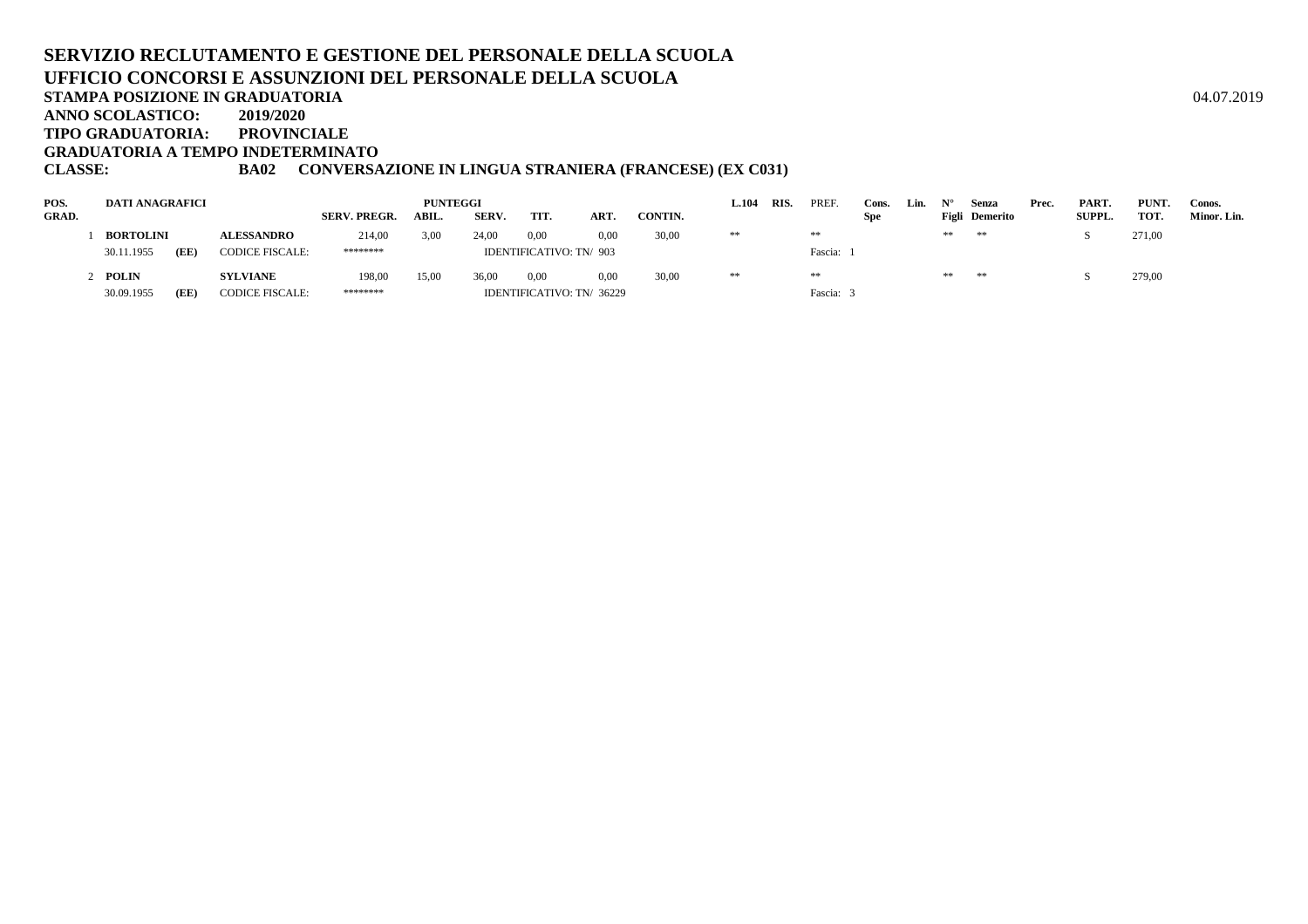**SERVIZIO RECLUTAMENTO E GESTIONE DEL PERSONALE DELLA SCUOLA**
**UFFICIO CONCORSI E ASSUNZIONI DEL PERSONALE DELLA SCUOLA**
**STAMPA POSIZIONE IN GRADUATORIA** 04.07.2019
**ANNO SCOLASTICO: 2019/2020**
**TIPO GRADUATORIA: PROVINCIALE**
**GRADUATORIA A TEMPO INDETERMINATO**
**CLASSE: BA02 CONVERSAZIONE IN LINGUA STRANIERA (FRANCESE) (EX C031)**

| POS. GRAD. | DATI ANAGRAFICI | | | SERV. PREGR. | PUNTEGGI ABIL. | SERV. | TIT. | ART. | CONTIN. | L.104 | RIS. | PREF. | Cons. Spe | Lin. | N° Figli | Senza Demerito | Prec. | PART. SUPPL. | PUNT. TOT. | Conos. Minor. Lin. |
|---|---|---|---|---|---|---|---|---|---|---|---|---|---|---|---|---|---|---|---|---|
| 1 | **BORTOLINI** | | **ALESSANDRO** | 214,00 | 3,00 | 24,00 | 0,00 | 0,00 | 30,00 | ** | | ** | | | ** | ** | | S | 271,00 | |
| | 30.11.1955 | **(EE)** | CODICE FISCALE: | ******** | | IDENTIFICATIVO: TN/ 903 | | | | | | Fascia: 1 | | | | | | | | |
| 2 | **POLIN** | | **SYLVIANE** | 198,00 | 15,00 | 36,00 | 0,00 | 0,00 | 30,00 | ** | | ** | | | ** | ** | | S | 279,00 | |
| | 30.09.1955 | **(EE)** | CODICE FISCALE: | ******** | | IDENTIFICATIVO: TN/ 36229 | | | | | | Fascia: 3 | | | | | | | | |